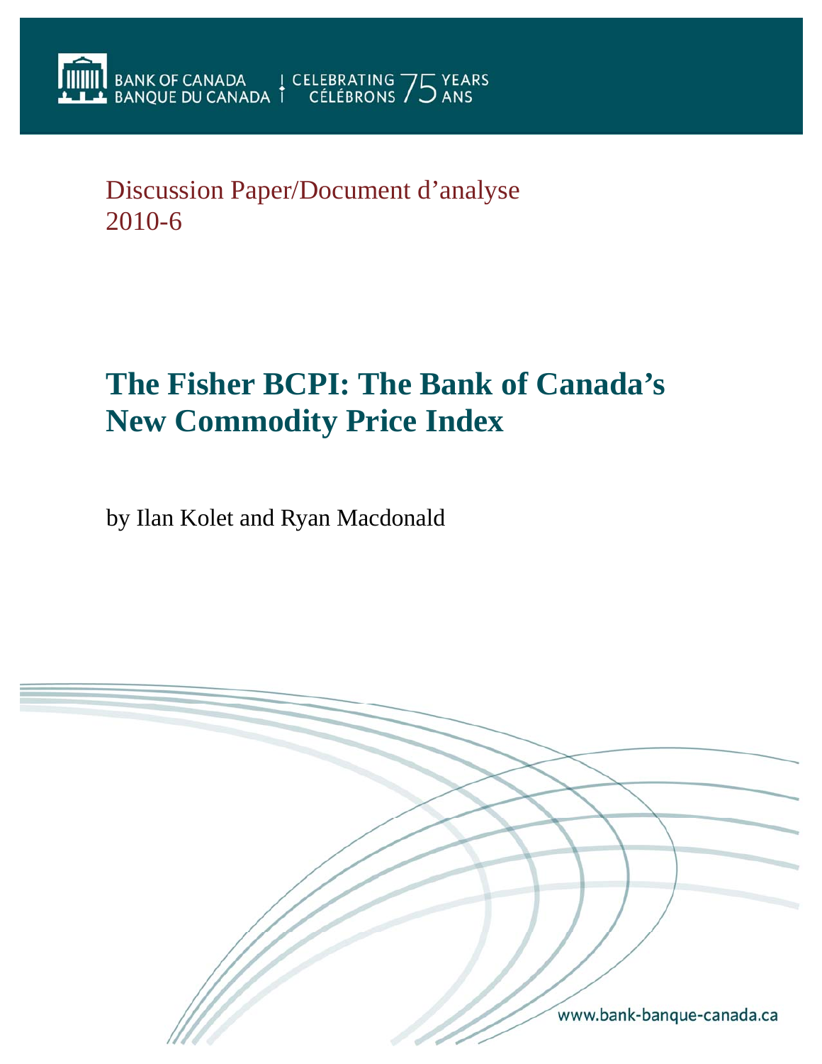BANK OF CANADA
BANQUE DU CANADA

CELEBRATING 75 YEARS
CÉLÉBRONS 75 ANS

Discussion Paper/Document d'analyse
2010-6

# The Fisher BCPI: The Bank of Canada's New Commodity Price Index

by Ilan Kolet and Ryan Macdonald

www.bank-banque-canada.ca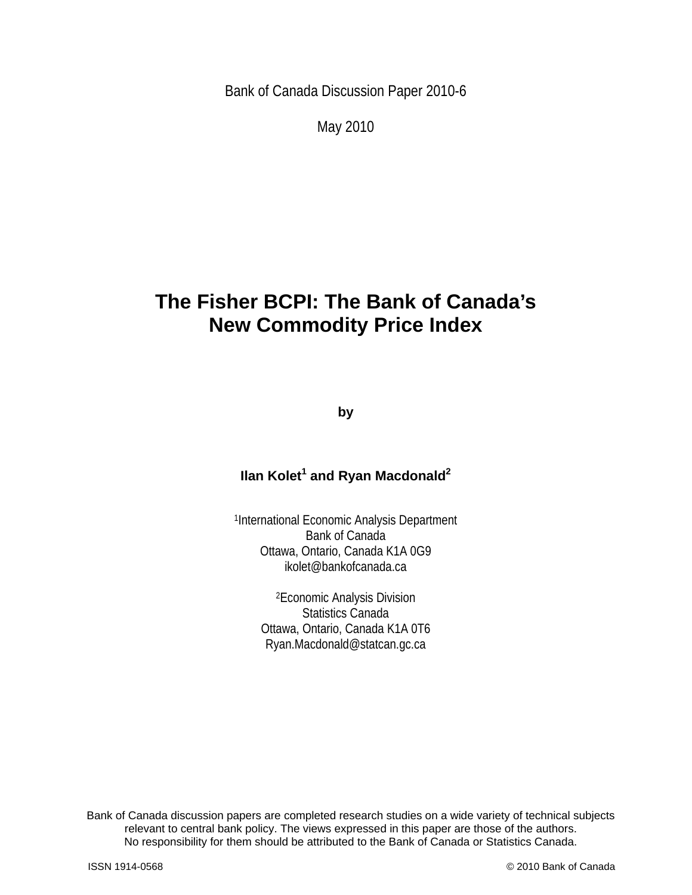Bank of Canada Discussion Paper 2010-6

May 2010

# The Fisher BCPI: The Bank of Canada's New Commodity Price Index

**by**

**Ilan Kolet[1] and Ryan Macdonald[2]**

[1]International Economic Analysis Department
Bank of Canada
Ottawa, Ontario, Canada K1A 0G9
ikolet@bankofcanada.ca

[2]Economic Analysis Division
Statistics Canada
Ottawa, Ontario, Canada K1A 0T6
Ryan.Macdonald@statcan.gc.ca

Bank of Canada discussion papers are completed research studies on a wide variety of technical subjects relevant to central bank policy. The views expressed in this paper are those of the authors. No responsibility for them should be attributed to the Bank of Canada or Statistics Canada.

ISSN 1914-0568

© 2010 Bank of Canada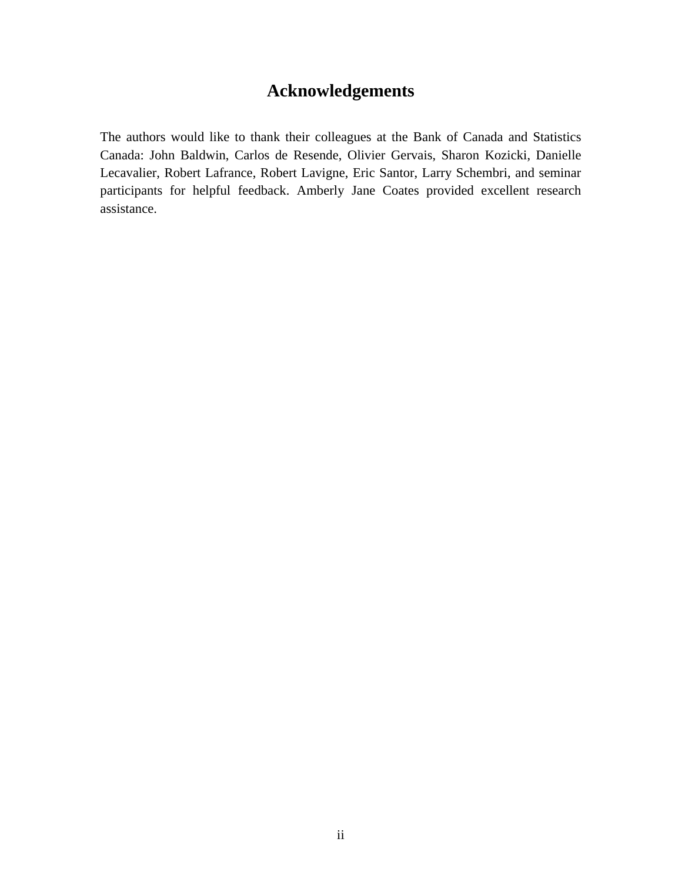# Acknowledgements

The authors would like to thank their colleagues at the Bank of Canada and Statistics Canada: John Baldwin, Carlos de Resende, Olivier Gervais, Sharon Kozicki, Danielle Lecavalier, Robert Lafrance, Robert Lavigne, Eric Santor, Larry Schembri, and seminar participants for helpful feedback. Amberly Jane Coates provided excellent research assistance.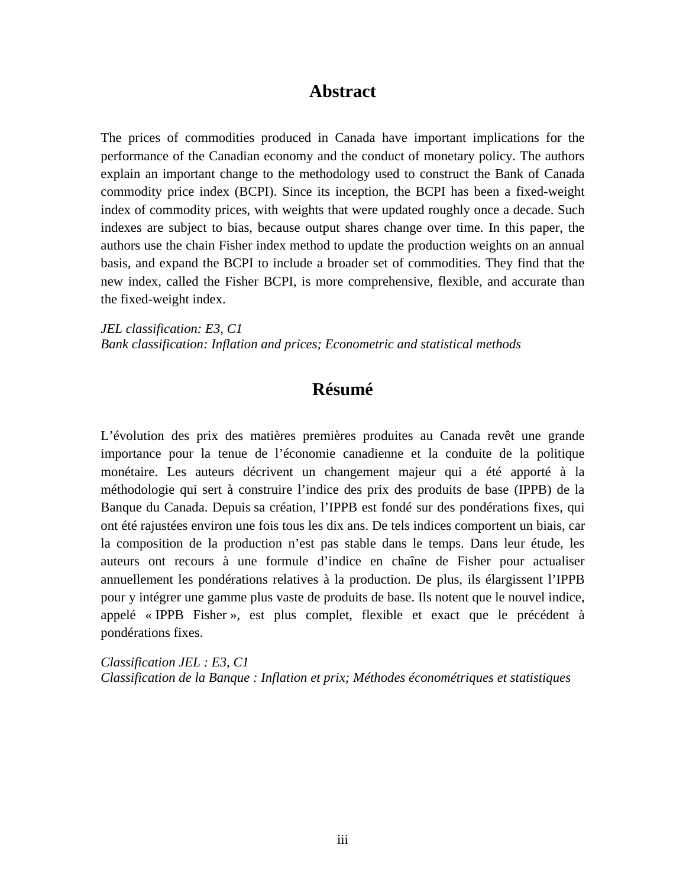## Abstract

The prices of commodities produced in Canada have important implications for the performance of the Canadian economy and the conduct of monetary policy. The authors explain an important change to the methodology used to construct the Bank of Canada commodity price index (BCPI). Since its inception, the BCPI has been a fixed-weight index of commodity prices, with weights that were updated roughly once a decade. Such indexes are subject to bias, because output shares change over time. In this paper, the authors use the chain Fisher index method to update the production weights on an annual basis, and expand the BCPI to include a broader set of commodities. They find that the new index, called the Fisher BCPI, is more comprehensive, flexible, and accurate than the fixed-weight index.

*JEL classification: E3, C1*
*Bank classification: Inflation and prices; Econometric and statistical methods*

## Résumé

L'évolution des prix des matières premières produites au Canada revêt une grande importance pour la tenue de l'économie canadienne et la conduite de la politique monétaire. Les auteurs décrivent un changement majeur qui a été apporté à la méthodologie qui sert à construire l'indice des prix des produits de base (IPPB) de la Banque du Canada. Depuis sa création, l'IPPB est fondé sur des pondérations fixes, qui ont été rajustées environ une fois tous les dix ans. De tels indices comportent un biais, car la composition de la production n'est pas stable dans le temps. Dans leur étude, les auteurs ont recours à une formule d'indice en chaîne de Fisher pour actualiser annuellement les pondérations relatives à la production. De plus, ils élargissent l'IPPB pour y intégrer une gamme plus vaste de produits de base. Ils notent que le nouvel indice, appelé « IPPB Fisher », est plus complet, flexible et exact que le précédent à pondérations fixes.

*Classification JEL : E3, C1*
*Classification de la Banque : Inflation et prix; Méthodes économétriques et statistiques*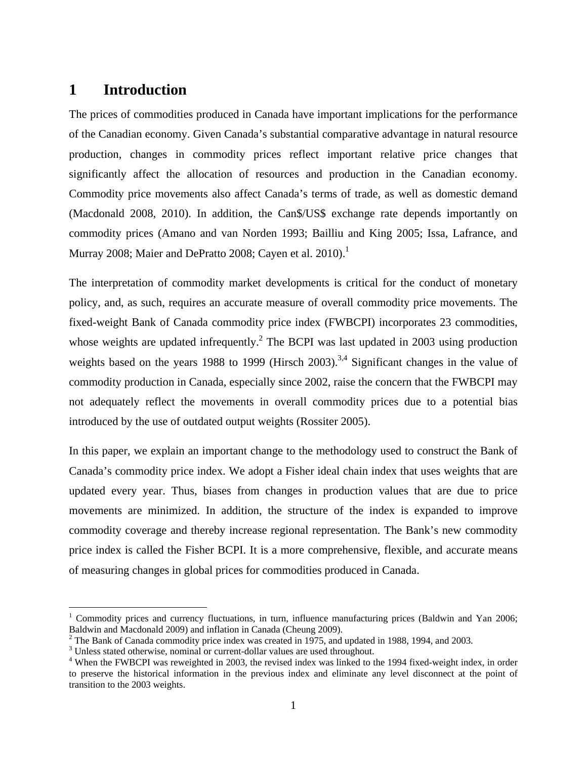# 1 Introduction

The prices of commodities produced in Canada have important implications for the performance of the Canadian economy. Given Canada's substantial comparative advantage in natural resource production, changes in commodity prices reflect important relative price changes that significantly affect the allocation of resources and production in the Canadian economy. Commodity price movements also affect Canada's terms of trade, as well as domestic demand (Macdonald 2008, 2010). In addition, the Can$/US$ exchange rate depends importantly on commodity prices (Amano and van Norden 1993; Bailliu and King 2005; Issa, Lafrance, and Murray 2008; Maier and DePratto 2008; Cayen et al. 2010).[1]

The interpretation of commodity market developments is critical for the conduct of monetary policy, and, as such, requires an accurate measure of overall commodity price movements. The fixed-weight Bank of Canada commodity price index (FWBCPI) incorporates 23 commodities, whose weights are updated infrequently.[2] The BCPI was last updated in 2003 using production weights based on the years 1988 to 1999 (Hirsch 2003).[3,4] Significant changes in the value of commodity production in Canada, especially since 2002, raise the concern that the FWBCPI may not adequately reflect the movements in overall commodity prices due to a potential bias introduced by the use of outdated output weights (Rossiter 2005).

In this paper, we explain an important change to the methodology used to construct the Bank of Canada's commodity price index. We adopt a Fisher ideal chain index that uses weights that are updated every year. Thus, biases from changes in production values that are due to price movements are minimized. In addition, the structure of the index is expanded to improve commodity coverage and thereby increase regional representation. The Bank's new commodity price index is called the Fisher BCPI. It is a more comprehensive, flexible, and accurate means of measuring changes in global prices for commodities produced in Canada.

---

[1] Commodity prices and currency fluctuations, in turn, influence manufacturing prices (Baldwin and Yan 2006; Baldwin and Macdonald 2009) and inflation in Canada (Cheung 2009).

[2] The Bank of Canada commodity price index was created in 1975, and updated in 1988, 1994, and 2003.

[3] Unless stated otherwise, nominal or current-dollar values are used throughout.

[4] When the FWBCPI was reweighted in 2003, the revised index was linked to the 1994 fixed-weight index, in order to preserve the historical information in the previous index and eliminate any level disconnect at the point of transition to the 2003 weights.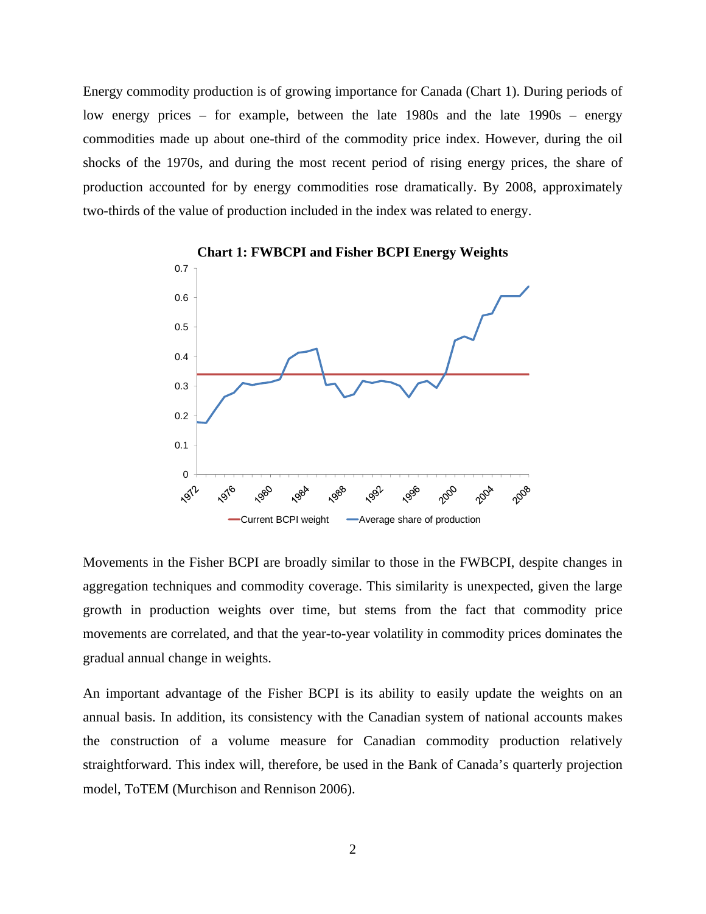Energy commodity production is of growing importance for Canada (Chart 1). During periods of low energy prices – for example, between the late 1980s and the late 1990s – energy commodities made up about one-third of the commodity price index. However, during the oil shocks of the 1970s, and during the most recent period of rising energy prices, the share of production accounted for by energy commodities rose dramatically. By 2008, approximately two-thirds of the value of production included in the index was related to energy.

**Chart 1: FWBCPI and Fisher BCPI Energy Weights**

Movements in the Fisher BCPI are broadly similar to those in the FWBCPI, despite changes in aggregation techniques and commodity coverage. This similarity is unexpected, given the large growth in production weights over time, but stems from the fact that commodity price movements are correlated, and that the year-to-year volatility in commodity prices dominates the gradual annual change in weights.

An important advantage of the Fisher BCPI is its ability to easily update the weights on an annual basis. In addition, its consistency with the Canadian system of national accounts makes the construction of a volume measure for Canadian commodity production relatively straightforward. This index will, therefore, be used in the Bank of Canada's quarterly projection model, ToTEM (Murchison and Rennison 2006).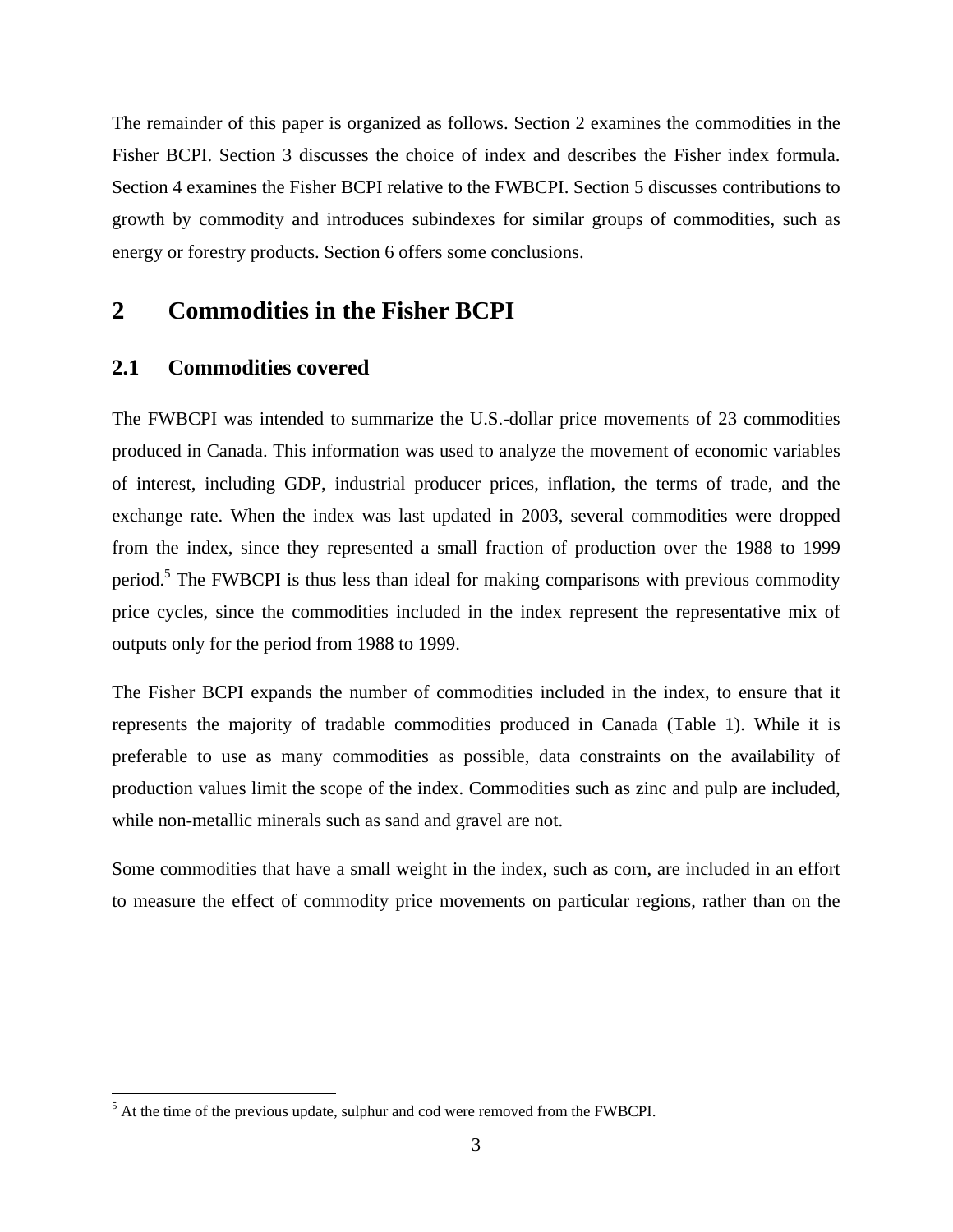The remainder of this paper is organized as follows. Section 2 examines the commodities in the Fisher BCPI. Section 3 discusses the choice of index and describes the Fisher index formula. Section 4 examines the Fisher BCPI relative to the FWBCPI. Section 5 discusses contributions to growth by commodity and introduces subindexes for similar groups of commodities, such as energy or forestry products. Section 6 offers some conclusions.

# 2 Commodities in the Fisher BCPI

## 2.1 Commodities covered

The FWBCPI was intended to summarize the U.S.-dollar price movements of 23 commodities produced in Canada. This information was used to analyze the movement of economic variables of interest, including GDP, industrial producer prices, inflation, the terms of trade, and the exchange rate. When the index was last updated in 2003, several commodities were dropped from the index, since they represented a small fraction of production over the 1988 to 1999 period.[5] The FWBCPI is thus less than ideal for making comparisons with previous commodity price cycles, since the commodities included in the index represent the representative mix of outputs only for the period from 1988 to 1999.

The Fisher BCPI expands the number of commodities included in the index, to ensure that it represents the majority of tradable commodities produced in Canada (Table 1). While it is preferable to use as many commodities as possible, data constraints on the availability of production values limit the scope of the index. Commodities such as zinc and pulp are included, while non-metallic minerals such as sand and gravel are not.

Some commodities that have a small weight in the index, such as corn, are included in an effort to measure the effect of commodity price movements on particular regions, rather than on the

[5] At the time of the previous update, sulphur and cod were removed from the FWBCPI.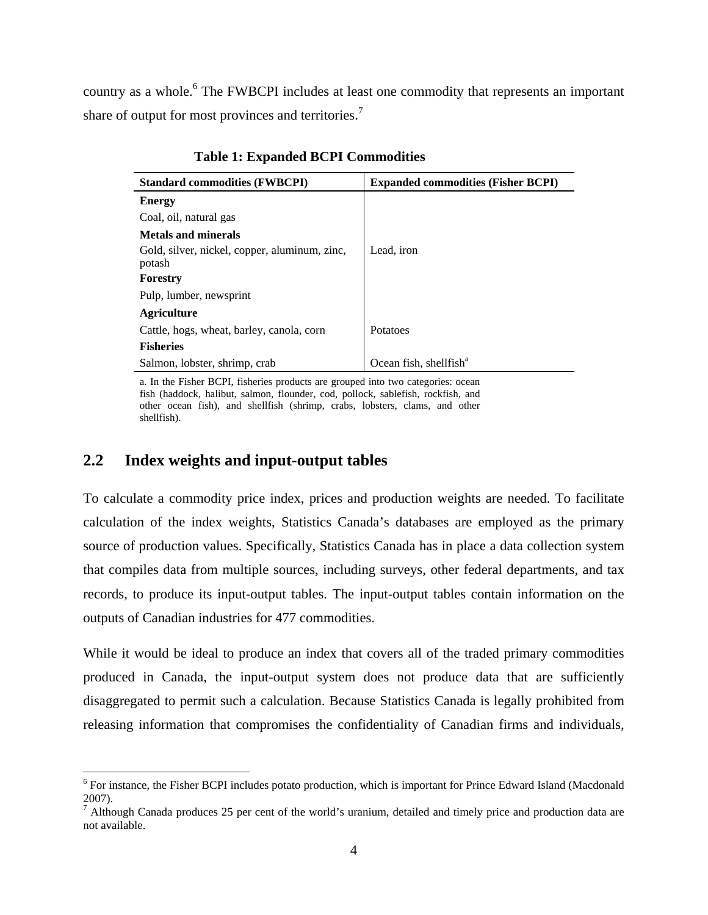country as a whole.[6] The FWBCPI includes at least one commodity that represents an important share of output for most provinces and territories.[7]

**Table 1: Expanded BCPI Commodities**

| Standard commodities (FWBCPI) | Expanded commodities (Fisher BCPI) |
|---|---|
| **Energy** | |
| Coal, oil, natural gas | |
| **Metals and minerals** | |
| Gold, silver, nickel, copper, aluminum, zinc, potash | Lead, iron |
| **Forestry** | |
| Pulp, lumber, newsprint | |
| **Agriculture** | |
| Cattle, hogs, wheat, barley, canola, corn | Potatoes |
| **Fisheries** | |
| Salmon, lobster, shrimp, crab | Ocean fish, shellfish[a] |

a. In the Fisher BCPI, fisheries products are grouped into two categories: ocean fish (haddock, halibut, salmon, flounder, cod, pollock, sablefish, rockfish, and other ocean fish), and shellfish (shrimp, crabs, lobsters, clams, and other shellfish).

## 2.2 Index weights and input-output tables

To calculate a commodity price index, prices and production weights are needed. To facilitate calculation of the index weights, Statistics Canada's databases are employed as the primary source of production values. Specifically, Statistics Canada has in place a data collection system that compiles data from multiple sources, including surveys, other federal departments, and tax records, to produce its input-output tables. The input-output tables contain information on the outputs of Canadian industries for 477 commodities.

While it would be ideal to produce an index that covers all of the traded primary commodities produced in Canada, the input-output system does not produce data that are sufficiently disaggregated to permit such a calculation. Because Statistics Canada is legally prohibited from releasing information that compromises the confidentiality of Canadian firms and individuals,

[6] For instance, the Fisher BCPI includes potato production, which is important for Prince Edward Island (Macdonald 2007).

[7] Although Canada produces 25 per cent of the world's uranium, detailed and timely price and production data are not available.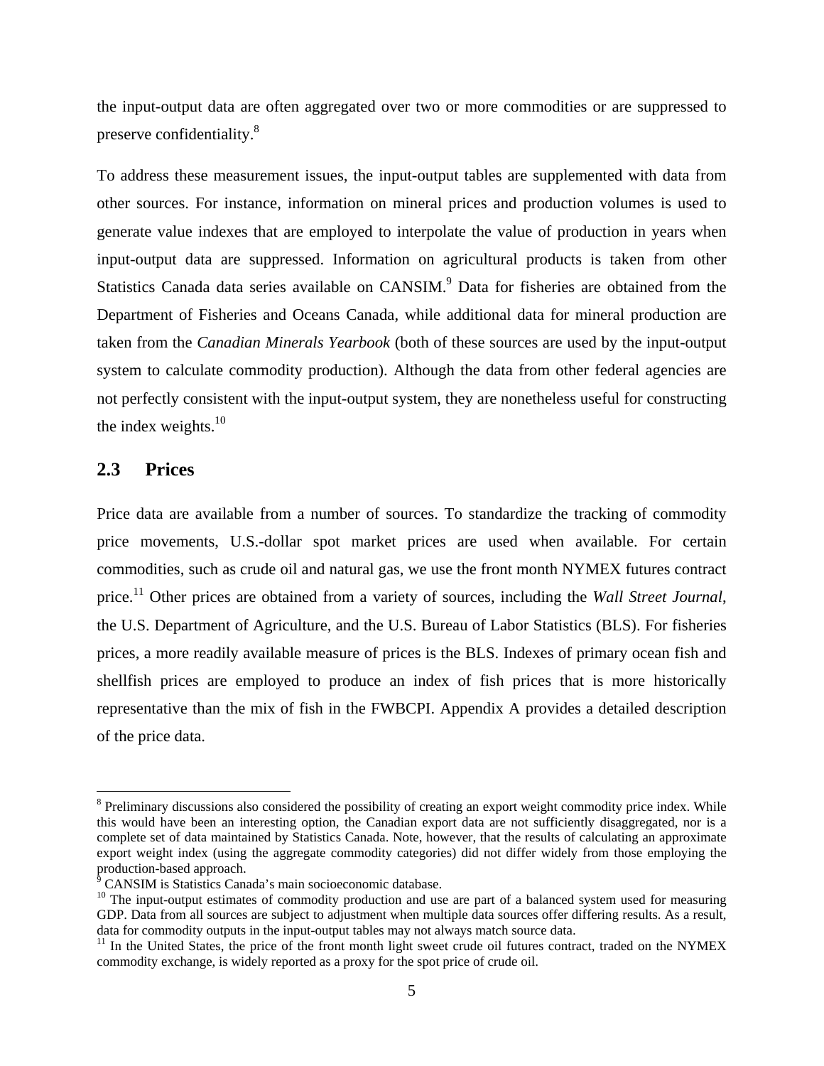the input-output data are often aggregated over two or more commodities or are suppressed to preserve confidentiality.[8]

To address these measurement issues, the input-output tables are supplemented with data from other sources. For instance, information on mineral prices and production volumes is used to generate value indexes that are employed to interpolate the value of production in years when input-output data are suppressed. Information on agricultural products is taken from other Statistics Canada data series available on CANSIM.[9] Data for fisheries are obtained from the Department of Fisheries and Oceans Canada, while additional data for mineral production are taken from the *Canadian Minerals Yearbook* (both of these sources are used by the input-output system to calculate commodity production). Although the data from other federal agencies are not perfectly consistent with the input-output system, they are nonetheless useful for constructing the index weights.[10]

## 2.3 Prices

Price data are available from a number of sources. To standardize the tracking of commodity price movements, U.S.-dollar spot market prices are used when available. For certain commodities, such as crude oil and natural gas, we use the front month NYMEX futures contract price.[11] Other prices are obtained from a variety of sources, including the *Wall Street Journal*, the U.S. Department of Agriculture, and the U.S. Bureau of Labor Statistics (BLS). For fisheries prices, a more readily available measure of prices is the BLS. Indexes of primary ocean fish and shellfish prices are employed to produce an index of fish prices that is more historically representative than the mix of fish in the FWBCPI. Appendix A provides a detailed description of the price data.

---

[8] Preliminary discussions also considered the possibility of creating an export weight commodity price index. While this would have been an interesting option, the Canadian export data are not sufficiently disaggregated, nor is a complete set of data maintained by Statistics Canada. Note, however, that the results of calculating an approximate export weight index (using the aggregate commodity categories) did not differ widely from those employing the production-based approach.

[9] CANSIM is Statistics Canada's main socioeconomic database.

[10] The input-output estimates of commodity production and use are part of a balanced system used for measuring GDP. Data from all sources are subject to adjustment when multiple data sources offer differing results. As a result, data for commodity outputs in the input-output tables may not always match source data.

[11] In the United States, the price of the front month light sweet crude oil futures contract, traded on the NYMEX commodity exchange, is widely reported as a proxy for the spot price of crude oil.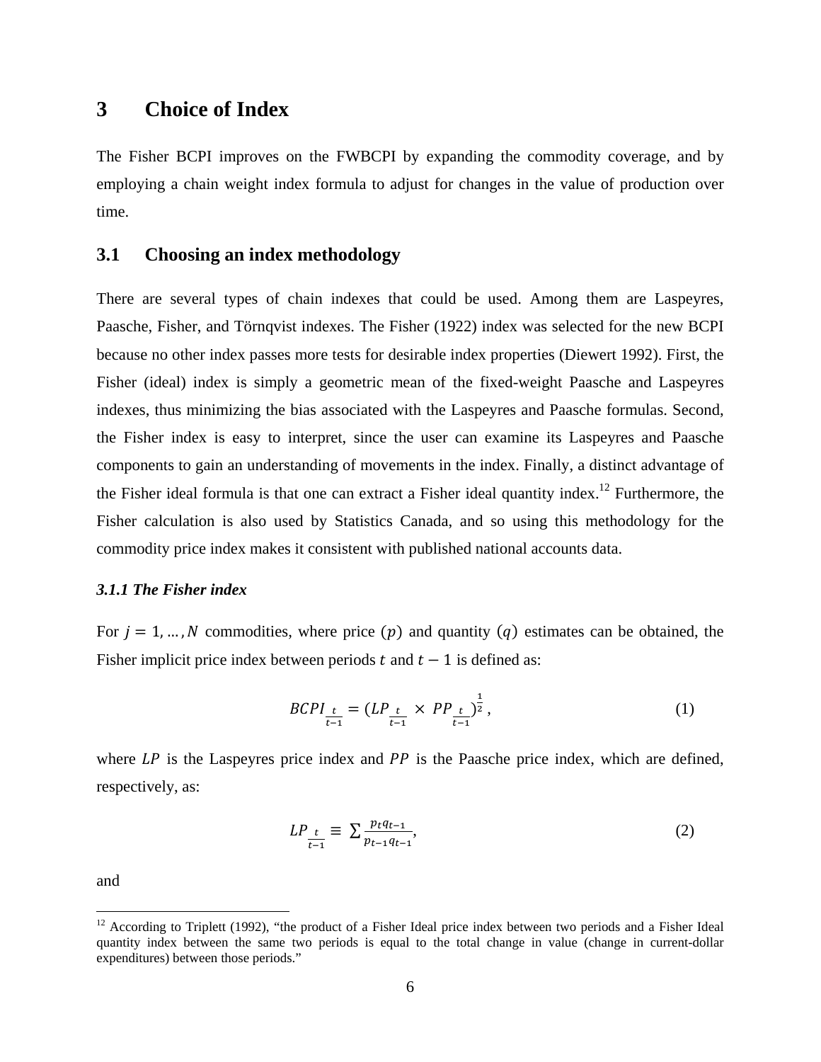# 3 Choice of Index

The Fisher BCPI improves on the FWBCPI by expanding the commodity coverage, and by employing a chain weight index formula to adjust for changes in the value of production over time.

## 3.1 Choosing an index methodology

There are several types of chain indexes that could be used. Among them are Laspeyres, Paasche, Fisher, and Törnqvist indexes. The Fisher (1922) index was selected for the new BCPI because no other index passes more tests for desirable index properties (Diewert 1992). First, the Fisher (ideal) index is simply a geometric mean of the fixed-weight Paasche and Laspeyres indexes, thus minimizing the bias associated with the Laspeyres and Paasche formulas. Second, the Fisher index is easy to interpret, since the user can examine its Laspeyres and Paasche components to gain an understanding of movements in the index. Finally, a distinct advantage of the Fisher ideal formula is that one can extract a Fisher ideal quantity index.[12] Furthermore, the Fisher calculation is also used by Statistics Canada, and so using this methodology for the commodity price index makes it consistent with published national accounts data.

### *3.1.1 The Fisher index*

For $j = 1, \ldots, N$ commodities, where price $(p)$ and quantity $(q)$ estimates can be obtained, the Fisher implicit price index between periods $t$ and $t-1$ is defined as:

$$BCPI_{\frac{t}{t-1}} = (LP_{\frac{t}{t-1}} \times PP_{\frac{t}{t-1}})^{\frac{1}{2}}, \tag{1}$$

where $LP$ is the Laspeyres price index and $PP$ is the Paasche price index, which are defined, respectively, as:

$$LP_{\frac{t}{t-1}} \equiv \sum \frac{p_t q_{t-1}}{p_{t-1} q_{t-1}}, \tag{2}$$

and

[12] According to Triplett (1992), "the product of a Fisher Ideal price index between two periods and a Fisher Ideal quantity index between the same two periods is equal to the total change in value (change in current-dollar expenditures) between those periods."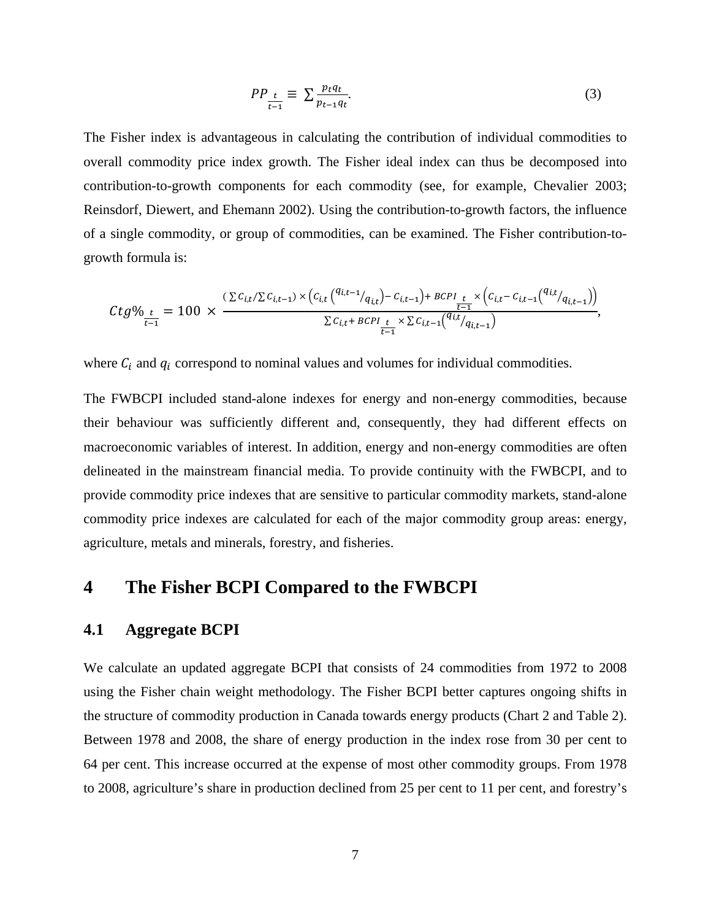$$PP_{\frac{t}{t-1}} \equiv \sum \frac{p_t q_t}{p_{t-1} q_t}. \tag{3}$$

The Fisher index is advantageous in calculating the contribution of individual commodities to overall commodity price index growth. The Fisher ideal index can thus be decomposed into contribution-to-growth components for each commodity (see, for example, Chevalier 2003; Reinsdorf, Diewert, and Ehemann 2002). Using the contribution-to-growth factors, the influence of a single commodity, or group of commodities, can be examined. The Fisher contribution-to-growth formula is:

$$Ctg\%_{\frac{t}{t-1}} = 100 \times \frac{\left(\sum C_{i,t}/\sum C_{i,t-1}\right) \times \left(C_{i,t}\left(^{q_{i,t-1}}/_{q_{i,t}}\right) - C_{i,t-1}\right) + BCPI_{\frac{t}{t-1}} \times \left(C_{i,t} - C_{i,t-1}\left(^{q_{i,t}}/_{q_{i,t-1}}\right)\right)}{\sum C_{i,t} + BCPI_{\frac{t}{t-1}} \times \sum C_{i,t-1}\left(^{q_{i,t}}/_{q_{i,t-1}}\right)},$$

where $C_i$ and $q_i$ correspond to nominal values and volumes for individual commodities.

The FWBCPI included stand-alone indexes for energy and non-energy commodities, because their behaviour was sufficiently different and, consequently, they had different effects on macroeconomic variables of interest. In addition, energy and non-energy commodities are often delineated in the mainstream financial media. To provide continuity with the FWBCPI, and to provide commodity price indexes that are sensitive to particular commodity markets, stand-alone commodity price indexes are calculated for each of the major commodity group areas: energy, agriculture, metals and minerals, forestry, and fisheries.

# 4 The Fisher BCPI Compared to the FWBCPI

## 4.1 Aggregate BCPI

We calculate an updated aggregate BCPI that consists of 24 commodities from 1972 to 2008 using the Fisher chain weight methodology. The Fisher BCPI better captures ongoing shifts in the structure of commodity production in Canada towards energy products (Chart 2 and Table 2). Between 1978 and 2008, the share of energy production in the index rose from 30 per cent to 64 per cent. This increase occurred at the expense of most other commodity groups. From 1978 to 2008, agriculture's share in production declined from 25 per cent to 11 per cent, and forestry's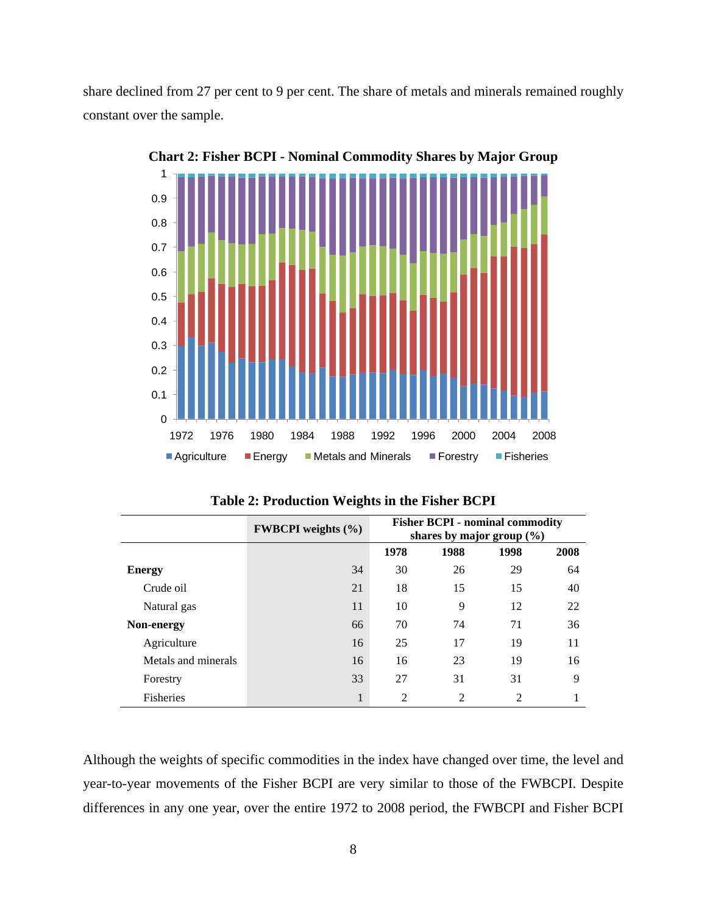share declined from 27 per cent to 9 per cent. The share of metals and minerals remained roughly constant over the sample.

**Chart 2: Fisher BCPI - Nominal Commodity Shares by Major Group**

**Table 2: Production Weights in the Fisher BCPI**

| | FWBCPI weights (%) | Fisher BCPI - nominal commodity shares by major group (%) | | | |
|---|---|---|---|---|---|
| | | 1978 | 1988 | 1998 | 2008 |
| **Energy** | 34 | 30 | 26 | 29 | 64 |
| Crude oil | 21 | 18 | 15 | 15 | 40 |
| Natural gas | 11 | 10 | 9 | 12 | 22 |
| **Non-energy** | 66 | 70 | 74 | 71 | 36 |
| Agriculture | 16 | 25 | 17 | 19 | 11 |
| Metals and minerals | 16 | 16 | 23 | 19 | 16 |
| Forestry | 33 | 27 | 31 | 31 | 9 |
| Fisheries | 1 | 2 | 2 | 2 | 1 |

Although the weights of specific commodities in the index have changed over time, the level and year-to-year movements of the Fisher BCPI are very similar to those of the FWBCPI. Despite differences in any one year, over the entire 1972 to 2008 period, the FWBCPI and Fisher BCPI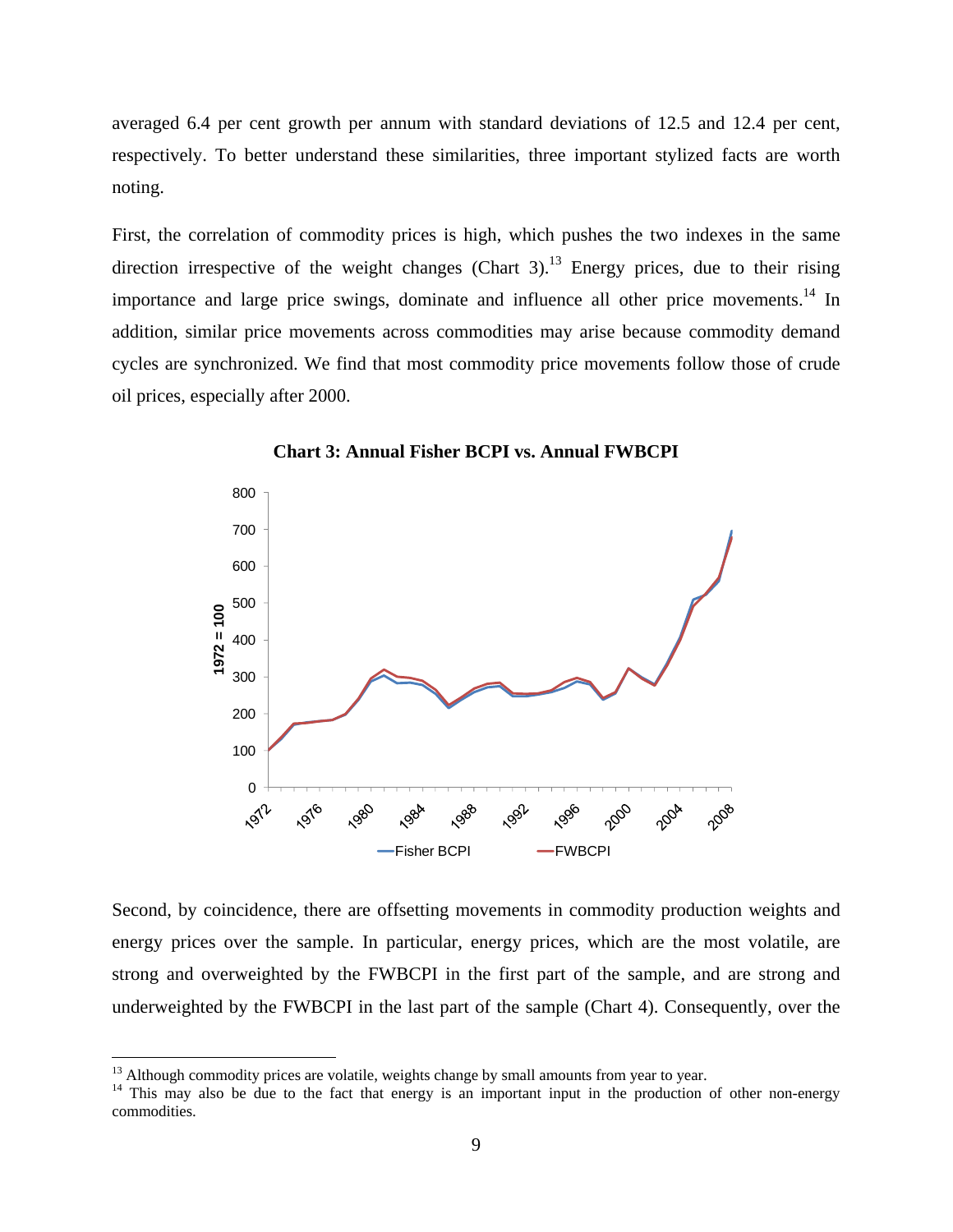averaged 6.4 per cent growth per annum with standard deviations of 12.5 and 12.4 per cent, respectively. To better understand these similarities, three important stylized facts are worth noting.

First, the correlation of commodity prices is high, which pushes the two indexes in the same direction irrespective of the weight changes (Chart 3).[13] Energy prices, due to their rising importance and large price swings, dominate and influence all other price movements.[14] In addition, similar price movements across commodities may arise because commodity demand cycles are synchronized. We find that most commodity price movements follow those of crude oil prices, especially after 2000.

**Chart 3: Annual Fisher BCPI vs. Annual FWBCPI**

Second, by coincidence, there are offsetting movements in commodity production weights and energy prices over the sample. In particular, energy prices, which are the most volatile, are strong and overweighted by the FWBCPI in the first part of the sample, and are strong and underweighted by the FWBCPI in the last part of the sample (Chart 4). Consequently, over the

---

[13] Although commodity prices are volatile, weights change by small amounts from year to year.

[14] This may also be due to the fact that energy is an important input in the production of other non-energy commodities.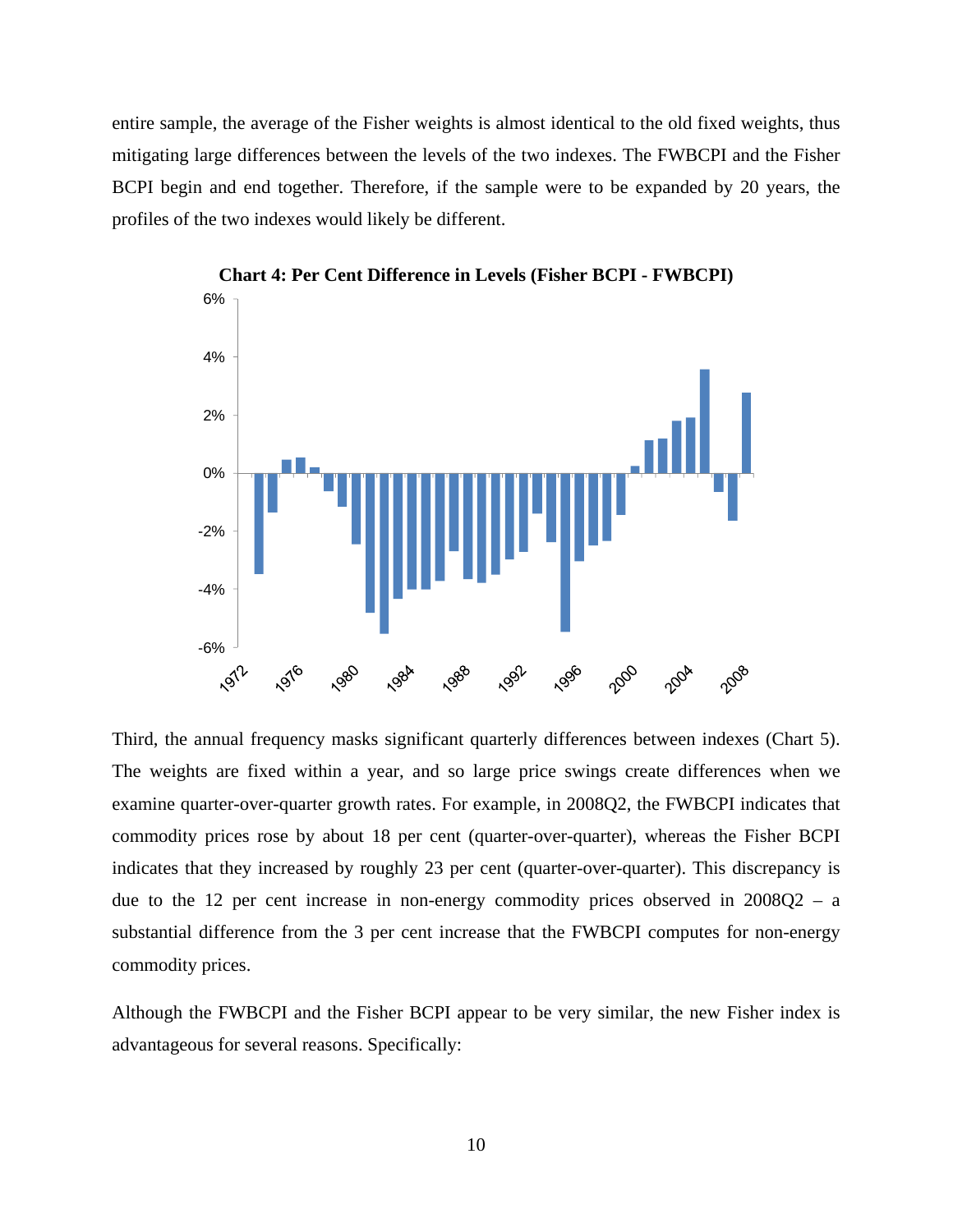entire sample, the average of the Fisher weights is almost identical to the old fixed weights, thus mitigating large differences between the levels of the two indexes. The FWBCPI and the Fisher BCPI begin and end together. Therefore, if the sample were to be expanded by 20 years, the profiles of the two indexes would likely be different.

**Chart 4: Per Cent Difference in Levels (Fisher BCPI - FWBCPI)**

Third, the annual frequency masks significant quarterly differences between indexes (Chart 5). The weights are fixed within a year, and so large price swings create differences when we examine quarter-over-quarter growth rates. For example, in 2008Q2, the FWBCPI indicates that commodity prices rose by about 18 per cent (quarter-over-quarter), whereas the Fisher BCPI indicates that they increased by roughly 23 per cent (quarter-over-quarter). This discrepancy is due to the 12 per cent increase in non-energy commodity prices observed in 2008Q2 – a substantial difference from the 3 per cent increase that the FWBCPI computes for non-energy commodity prices.

Although the FWBCPI and the Fisher BCPI appear to be very similar, the new Fisher index is advantageous for several reasons. Specifically: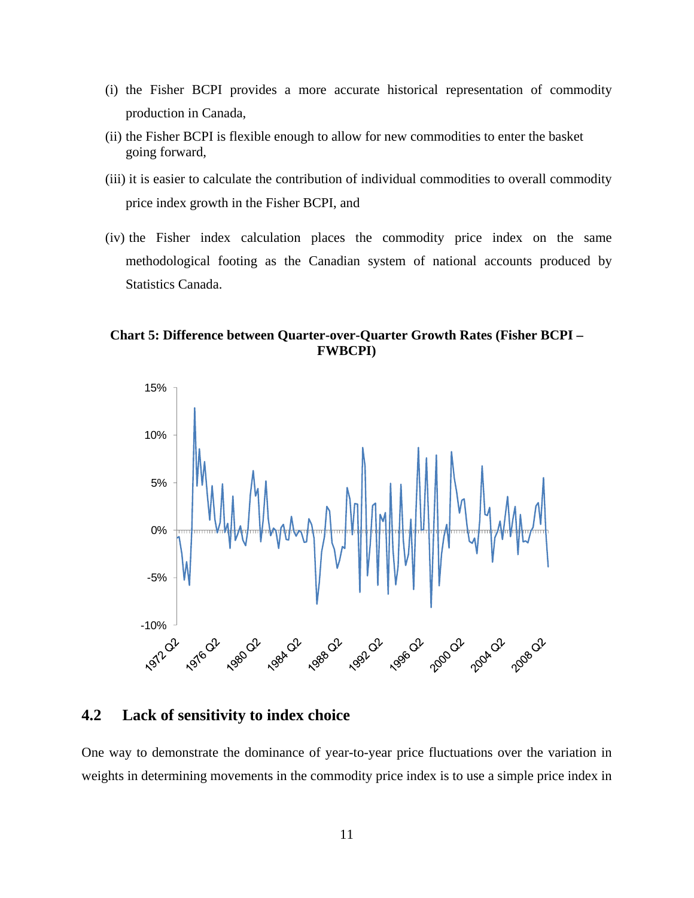(i) the Fisher BCPI provides a more accurate historical representation of commodity production in Canada,

(ii) the Fisher BCPI is flexible enough to allow for new commodities to enter the basket going forward,

(iii) it is easier to calculate the contribution of individual commodities to overall commodity price index growth in the Fisher BCPI, and

(iv) the Fisher index calculation places the commodity price index on the same methodological footing as the Canadian system of national accounts produced by Statistics Canada.

**Chart 5: Difference between Quarter-over-Quarter Growth Rates (Fisher BCPI – FWBCPI)**

## 4.2 Lack of sensitivity to index choice

One way to demonstrate the dominance of year-to-year price fluctuations over the variation in weights in determining movements in the commodity price index is to use a simple price index in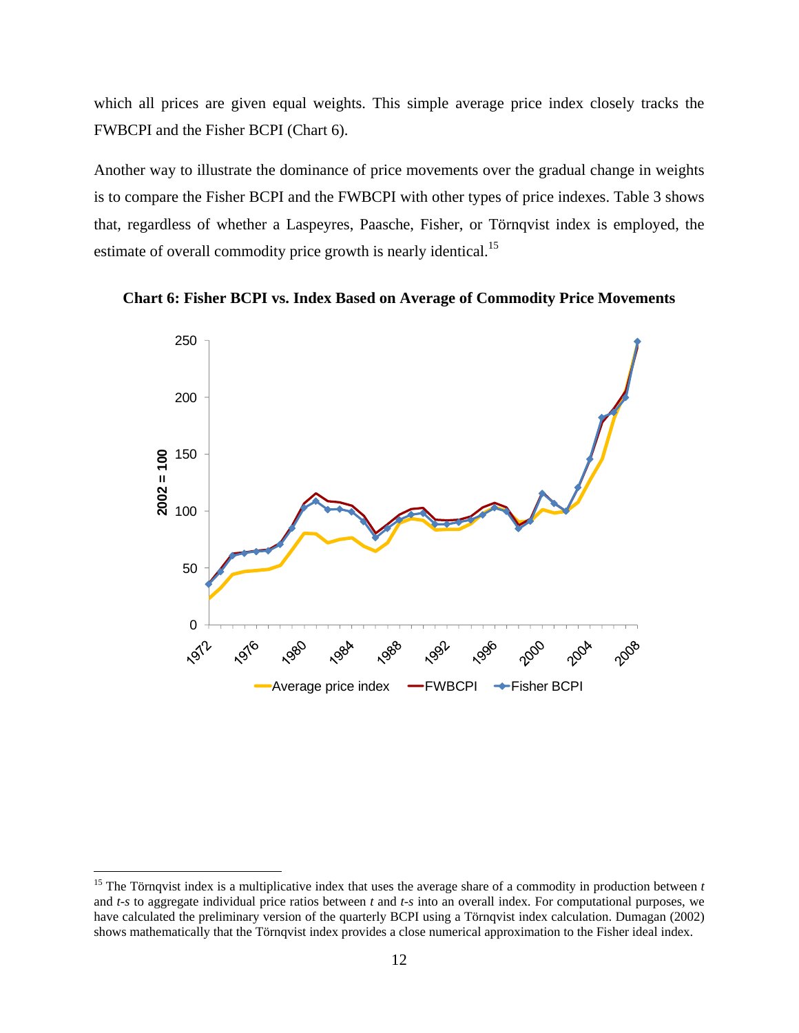which all prices are given equal weights. This simple average price index closely tracks the FWBCPI and the Fisher BCPI (Chart 6).

Another way to illustrate the dominance of price movements over the gradual change in weights is to compare the Fisher BCPI and the FWBCPI with other types of price indexes. Table 3 shows that, regardless of whether a Laspeyres, Paasche, Fisher, or Törnqvist index is employed, the estimate of overall commodity price growth is nearly identical.[15]

**Chart 6: Fisher BCPI vs. Index Based on Average of Commodity Price Movements**

---

[15] The Törnqvist index is a multiplicative index that uses the average share of a commodity in production between $t$ and $t$-$s$ to aggregate individual price ratios between $t$ and $t$-$s$ into an overall index. For computational purposes, we have calculated the preliminary version of the quarterly BCPI using a Törnqvist index calculation. Dumagan (2002) shows mathematically that the Törnqvist index provides a close numerical approximation to the Fisher ideal index.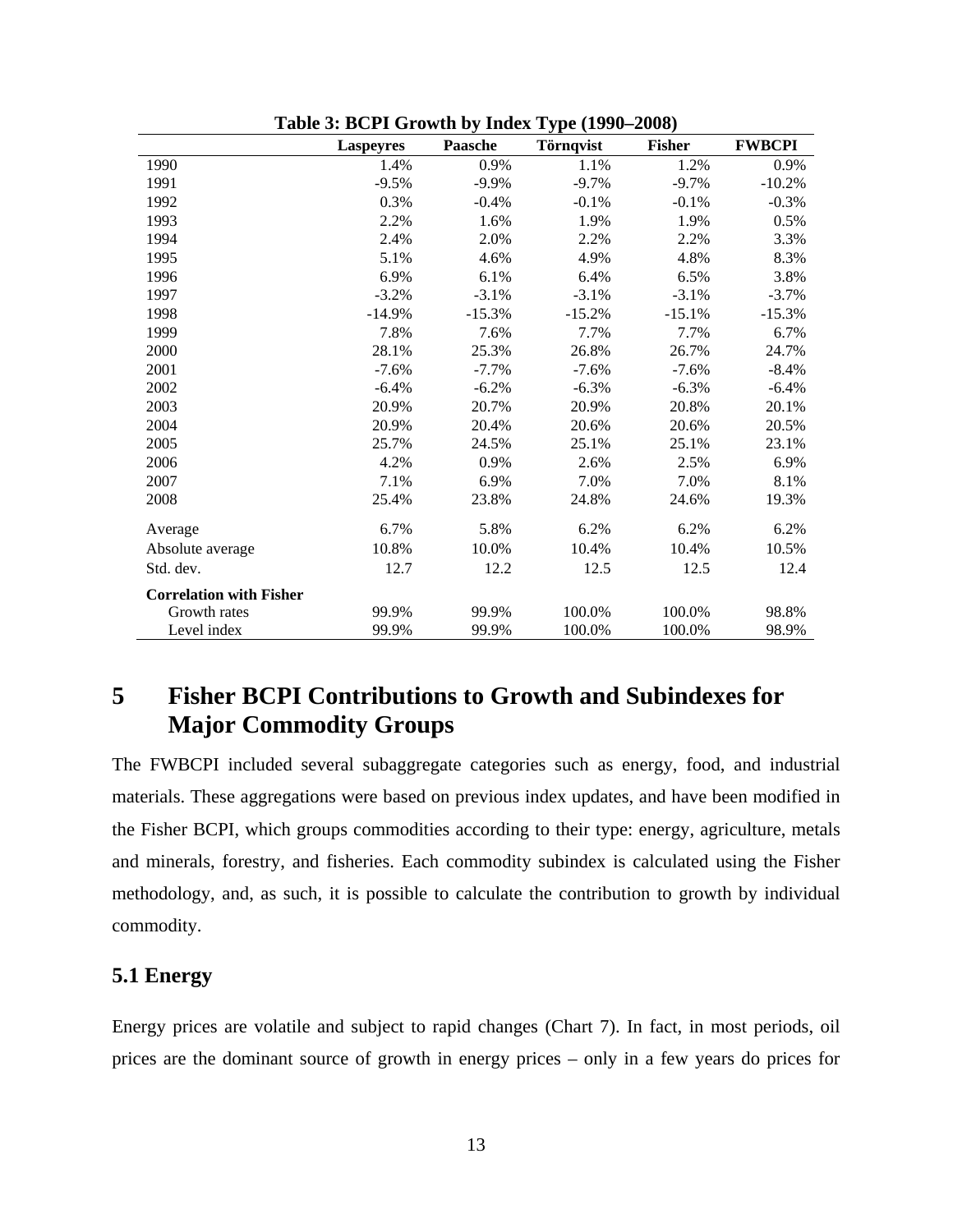**Table 3: BCPI Growth by Index Type (1990–2008)**

| | Laspeyres | Paasche | Törnqvist | Fisher | FWBCPI |
|---|---|---|---|---|---|
| 1990 | 1.4% | 0.9% | 1.1% | 1.2% | 0.9% |
| 1991 | -9.5% | -9.9% | -9.7% | -9.7% | -10.2% |
| 1992 | 0.3% | -0.4% | -0.1% | -0.1% | -0.3% |
| 1993 | 2.2% | 1.6% | 1.9% | 1.9% | 0.5% |
| 1994 | 2.4% | 2.0% | 2.2% | 2.2% | 3.3% |
| 1995 | 5.1% | 4.6% | 4.9% | 4.8% | 8.3% |
| 1996 | 6.9% | 6.1% | 6.4% | 6.5% | 3.8% |
| 1997 | -3.2% | -3.1% | -3.1% | -3.1% | -3.7% |
| 1998 | -14.9% | -15.3% | -15.2% | -15.1% | -15.3% |
| 1999 | 7.8% | 7.6% | 7.7% | 7.7% | 6.7% |
| 2000 | 28.1% | 25.3% | 26.8% | 26.7% | 24.7% |
| 2001 | -7.6% | -7.7% | -7.6% | -7.6% | -8.4% |
| 2002 | -6.4% | -6.2% | -6.3% | -6.3% | -6.4% |
| 2003 | 20.9% | 20.7% | 20.9% | 20.8% | 20.1% |
| 2004 | 20.9% | 20.4% | 20.6% | 20.6% | 20.5% |
| 2005 | 25.7% | 24.5% | 25.1% | 25.1% | 23.1% |
| 2006 | 4.2% | 0.9% | 2.6% | 2.5% | 6.9% |
| 2007 | 7.1% | 6.9% | 7.0% | 7.0% | 8.1% |
| 2008 | 25.4% | 23.8% | 24.8% | 24.6% | 19.3% |
| Average | 6.7% | 5.8% | 6.2% | 6.2% | 6.2% |
| Absolute average | 10.8% | 10.0% | 10.4% | 10.4% | 10.5% |
| Std. dev. | 12.7 | 12.2 | 12.5 | 12.5 | 12.4 |
| **Correlation with Fisher** | | | | | |
| Growth rates | 99.9% | 99.9% | 100.0% | 100.0% | 98.8% |
| Level index | 99.9% | 99.9% | 100.0% | 100.0% | 98.9% |

# 5 Fisher BCPI Contributions to Growth and Subindexes for Major Commodity Groups

The FWBCPI included several subaggregate categories such as energy, food, and industrial materials. These aggregations were based on previous index updates, and have been modified in the Fisher BCPI, which groups commodities according to their type: energy, agriculture, metals and minerals, forestry, and fisheries. Each commodity subindex is calculated using the Fisher methodology, and, as such, it is possible to calculate the contribution to growth by individual commodity.

## 5.1 Energy

Energy prices are volatile and subject to rapid changes (Chart 7). In fact, in most periods, oil prices are the dominant source of growth in energy prices – only in a few years do prices for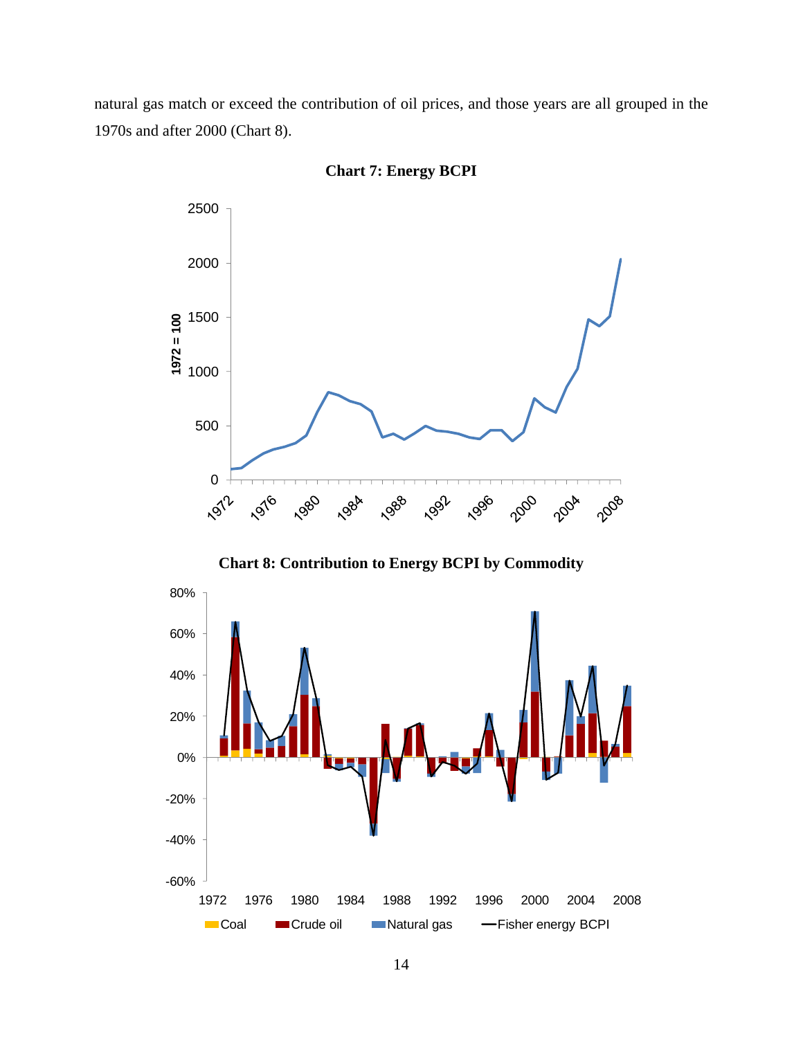natural gas match or exceed the contribution of oil prices, and those years are all grouped in the 1970s and after 2000 (Chart 8).

**Chart 7: Energy BCPI**

**Chart 8: Contribution to Energy BCPI by Commodity**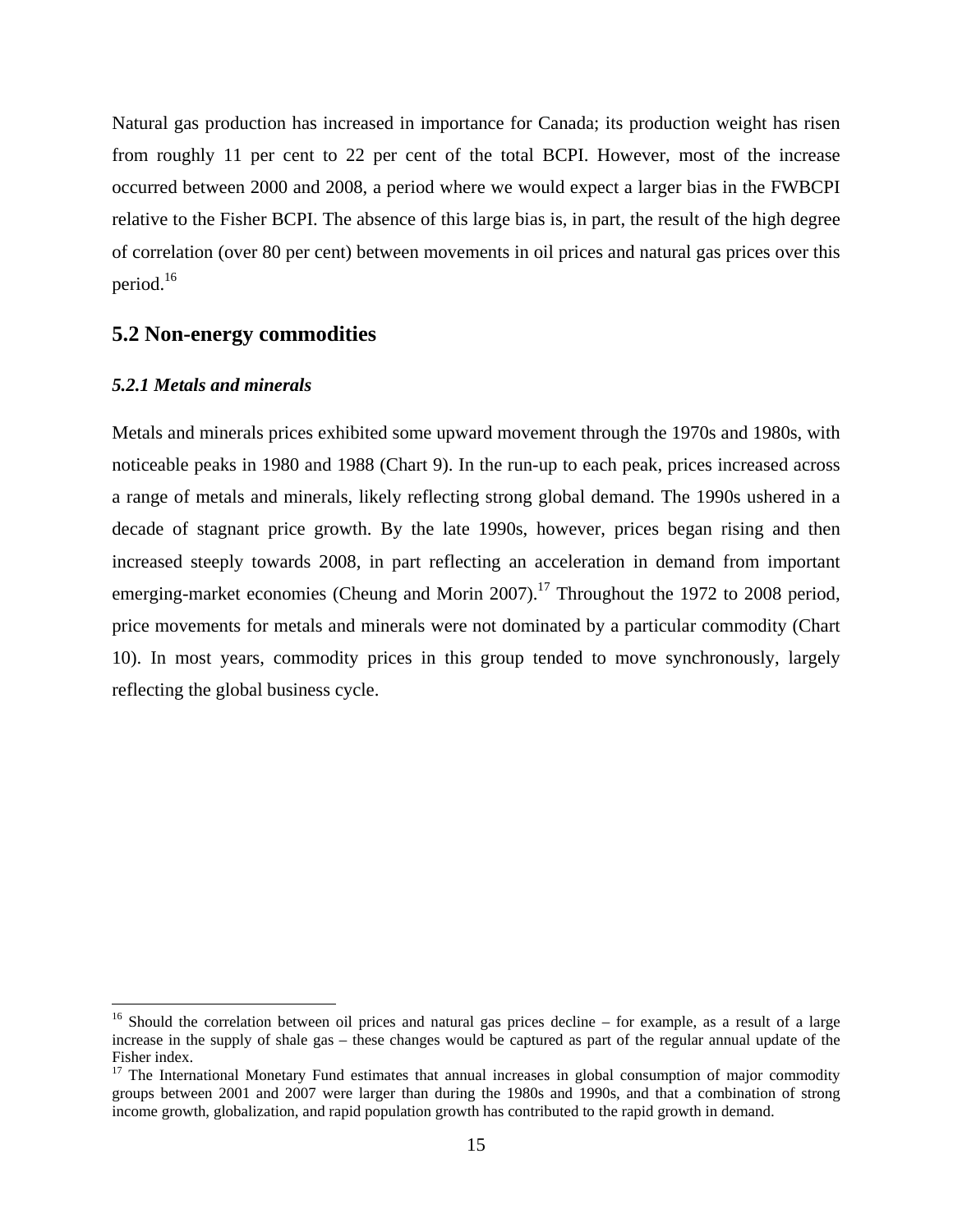Natural gas production has increased in importance for Canada; its production weight has risen from roughly 11 per cent to 22 per cent of the total BCPI. However, most of the increase occurred between 2000 and 2008, a period where we would expect a larger bias in the FWBCPI relative to the Fisher BCPI. The absence of this large bias is, in part, the result of the high degree of correlation (over 80 per cent) between movements in oil prices and natural gas prices over this period.[16]

## 5.2 Non-energy commodities

### *5.2.1 Metals and minerals*

Metals and minerals prices exhibited some upward movement through the 1970s and 1980s, with noticeable peaks in 1980 and 1988 (Chart 9). In the run-up to each peak, prices increased across a range of metals and minerals, likely reflecting strong global demand. The 1990s ushered in a decade of stagnant price growth. By the late 1990s, however, prices began rising and then increased steeply towards 2008, in part reflecting an acceleration in demand from important emerging-market economies (Cheung and Morin 2007).[17] Throughout the 1972 to 2008 period, price movements for metals and minerals were not dominated by a particular commodity (Chart 10). In most years, commodity prices in this group tended to move synchronously, largely reflecting the global business cycle.

---

[16] Should the correlation between oil prices and natural gas prices decline – for example, as a result of a large increase in the supply of shale gas – these changes would be captured as part of the regular annual update of the Fisher index.

[17] The International Monetary Fund estimates that annual increases in global consumption of major commodity groups between 2001 and 2007 were larger than during the 1980s and 1990s, and that a combination of strong income growth, globalization, and rapid population growth has contributed to the rapid growth in demand.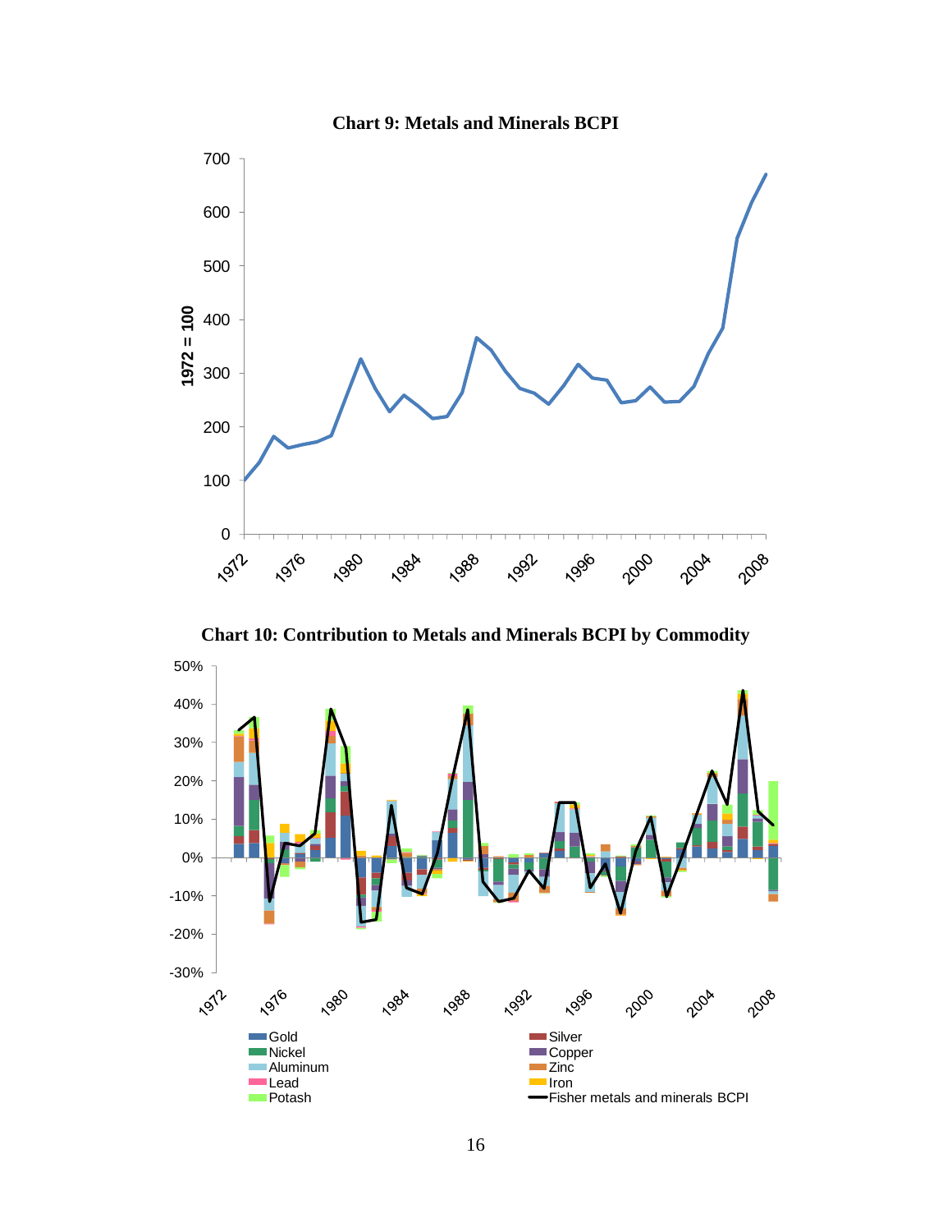**Chart 9: Metals and Minerals BCPI**

**Chart 10: Contribution to Metals and Minerals BCPI by Commodity**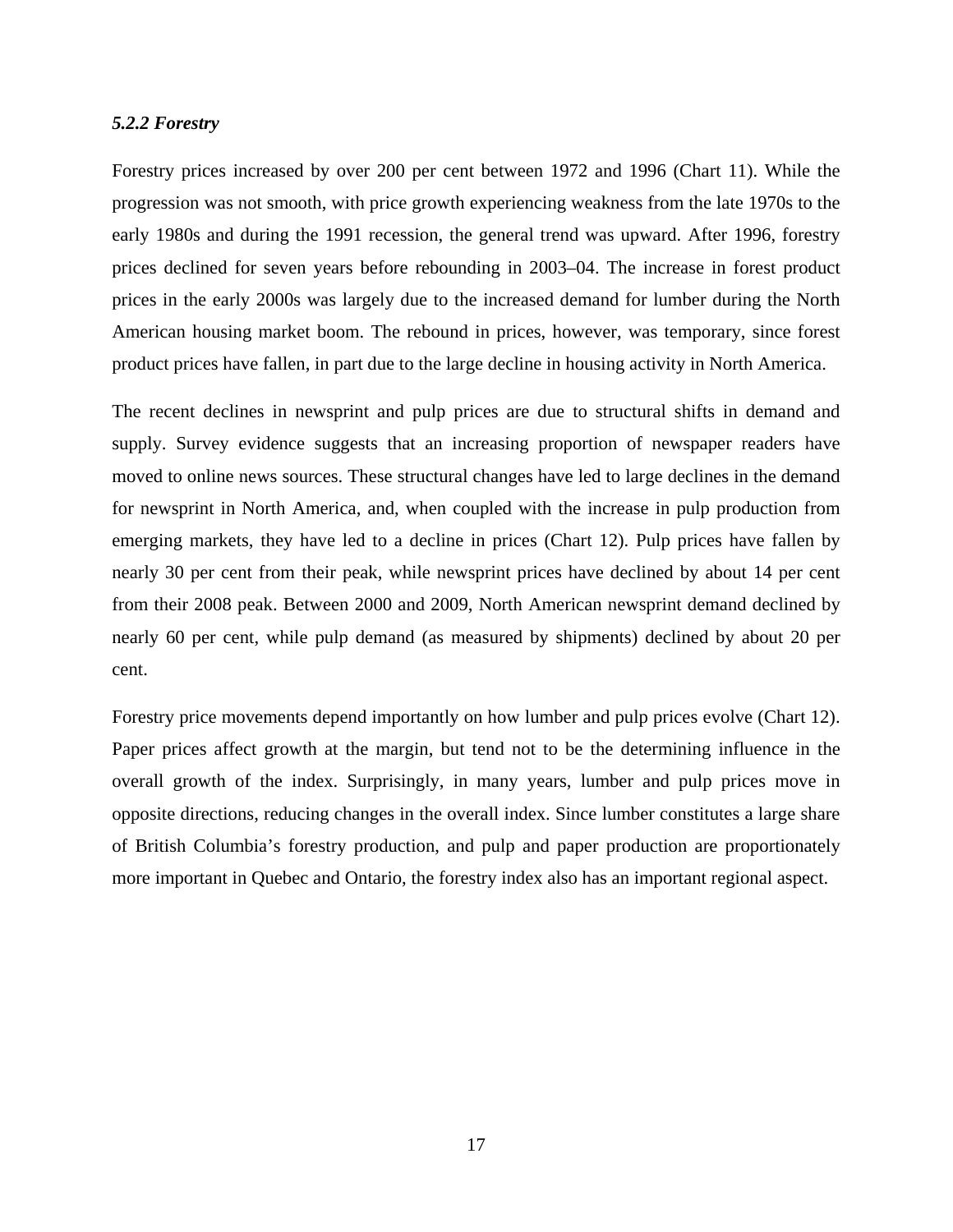### *5.2.2 Forestry*

Forestry prices increased by over 200 per cent between 1972 and 1996 (Chart 11). While the progression was not smooth, with price growth experiencing weakness from the late 1970s to the early 1980s and during the 1991 recession, the general trend was upward. After 1996, forestry prices declined for seven years before rebounding in 2003–04. The increase in forest product prices in the early 2000s was largely due to the increased demand for lumber during the North American housing market boom. The rebound in prices, however, was temporary, since forest product prices have fallen, in part due to the large decline in housing activity in North America.

The recent declines in newsprint and pulp prices are due to structural shifts in demand and supply. Survey evidence suggests that an increasing proportion of newspaper readers have moved to online news sources. These structural changes have led to large declines in the demand for newsprint in North America, and, when coupled with the increase in pulp production from emerging markets, they have led to a decline in prices (Chart 12). Pulp prices have fallen by nearly 30 per cent from their peak, while newsprint prices have declined by about 14 per cent from their 2008 peak. Between 2000 and 2009, North American newsprint demand declined by nearly 60 per cent, while pulp demand (as measured by shipments) declined by about 20 per cent.

Forestry price movements depend importantly on how lumber and pulp prices evolve (Chart 12). Paper prices affect growth at the margin, but tend not to be the determining influence in the overall growth of the index. Surprisingly, in many years, lumber and pulp prices move in opposite directions, reducing changes in the overall index. Since lumber constitutes a large share of British Columbia's forestry production, and pulp and paper production are proportionately more important in Quebec and Ontario, the forestry index also has an important regional aspect.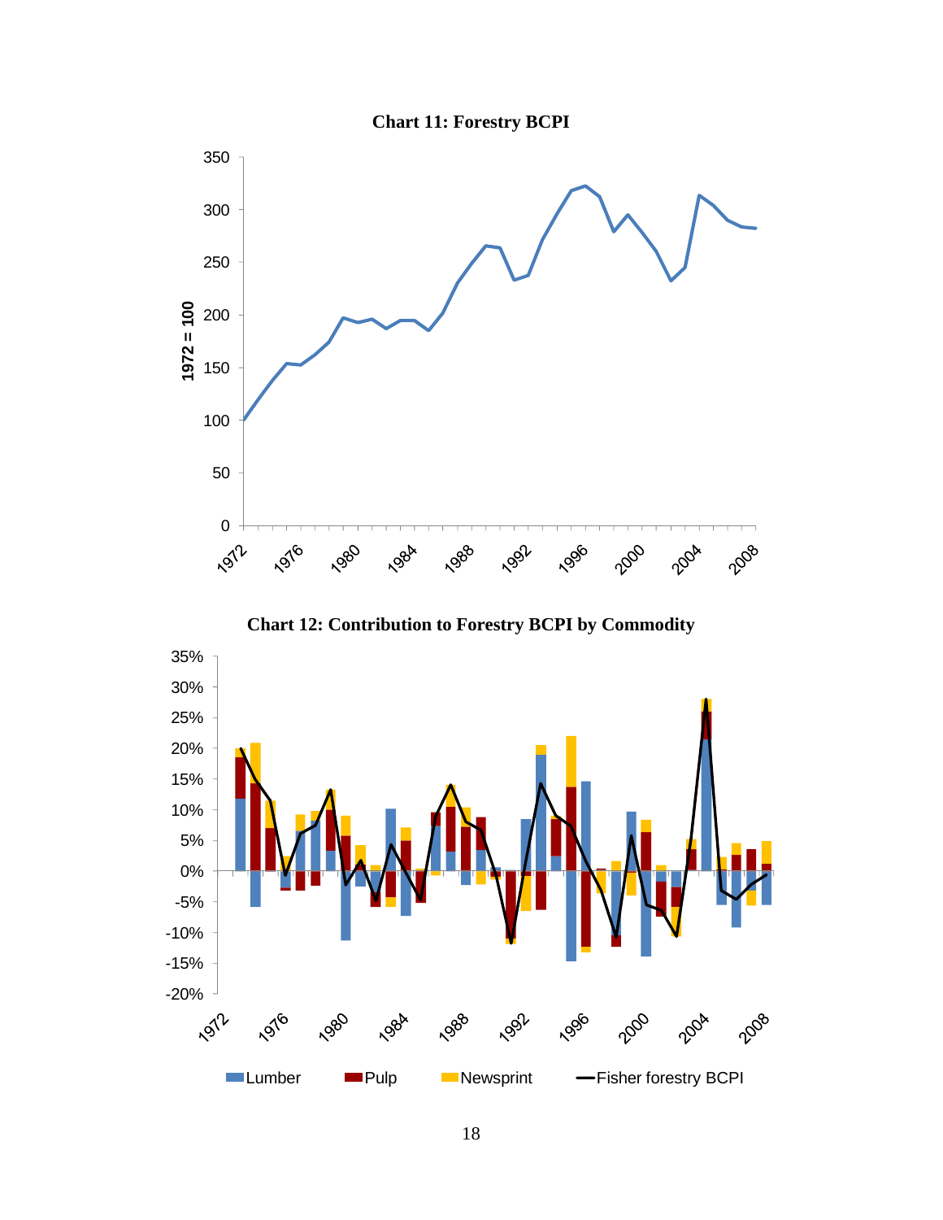**Chart 11: Forestry BCPI**

**Chart 12: Contribution to Forestry BCPI by Commodity**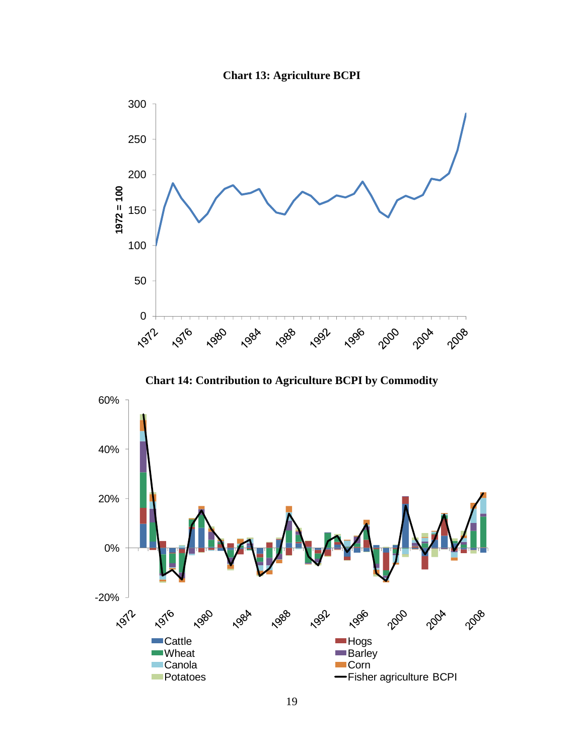**Chart 13: Agriculture BCPI**

**Chart 14: Contribution to Agriculture BCPI by Commodity**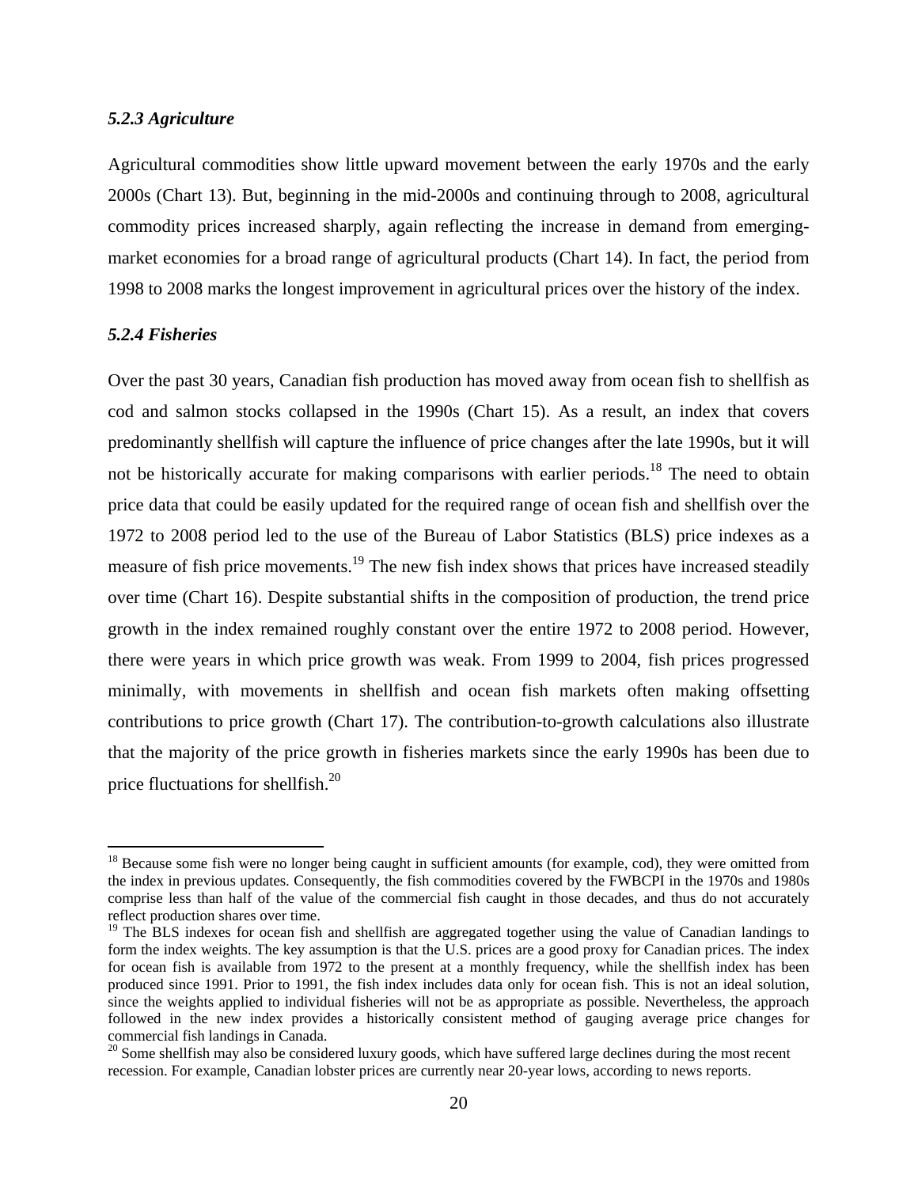#### *5.2.3 Agriculture*

Agricultural commodities show little upward movement between the early 1970s and the early 2000s (Chart 13). But, beginning in the mid-2000s and continuing through to 2008, agricultural commodity prices increased sharply, again reflecting the increase in demand from emerging-market economies for a broad range of agricultural products (Chart 14). In fact, the period from 1998 to 2008 marks the longest improvement in agricultural prices over the history of the index.

#### *5.2.4 Fisheries*

Over the past 30 years, Canadian fish production has moved away from ocean fish to shellfish as cod and salmon stocks collapsed in the 1990s (Chart 15). As a result, an index that covers predominantly shellfish will capture the influence of price changes after the late 1990s, but it will not be historically accurate for making comparisons with earlier periods.[18] The need to obtain price data that could be easily updated for the required range of ocean fish and shellfish over the 1972 to 2008 period led to the use of the Bureau of Labor Statistics (BLS) price indexes as a measure of fish price movements.[19] The new fish index shows that prices have increased steadily over time (Chart 16). Despite substantial shifts in the composition of production, the trend price growth in the index remained roughly constant over the entire 1972 to 2008 period. However, there were years in which price growth was weak. From 1999 to 2004, fish prices progressed minimally, with movements in shellfish and ocean fish markets often making offsetting contributions to price growth (Chart 17). The contribution-to-growth calculations also illustrate that the majority of the price growth in fisheries markets since the early 1990s has been due to price fluctuations for shellfish.[20]

---

[18] Because some fish were no longer being caught in sufficient amounts (for example, cod), they were omitted from the index in previous updates. Consequently, the fish commodities covered by the FWBCPI in the 1970s and 1980s comprise less than half of the value of the commercial fish caught in those decades, and thus do not accurately reflect production shares over time.

[19] The BLS indexes for ocean fish and shellfish are aggregated together using the value of Canadian landings to form the index weights. The key assumption is that the U.S. prices are a good proxy for Canadian prices. The index for ocean fish is available from 1972 to the present at a monthly frequency, while the shellfish index has been produced since 1991. Prior to 1991, the fish index includes data only for ocean fish. This is not an ideal solution, since the weights applied to individual fisheries will not be as appropriate as possible. Nevertheless, the approach followed in the new index provides a historically consistent method of gauging average price changes for commercial fish landings in Canada.

[20] Some shellfish may also be considered luxury goods, which have suffered large declines during the most recent recession. For example, Canadian lobster prices are currently near 20-year lows, according to news reports.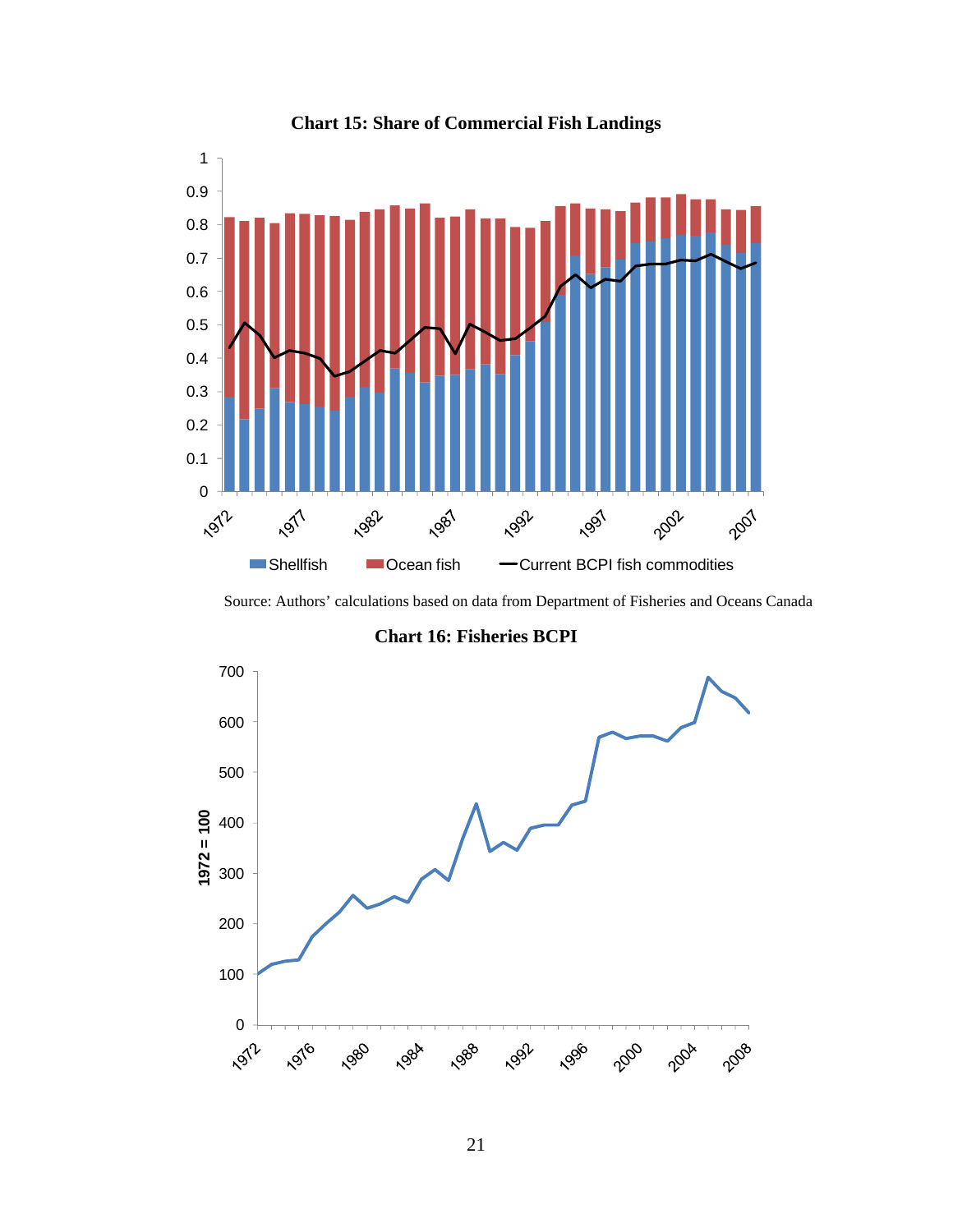**Chart 15: Share of Commercial Fish Landings**

Source: Authors' calculations based on data from Department of Fisheries and Oceans Canada

**Chart 16: Fisheries BCPI**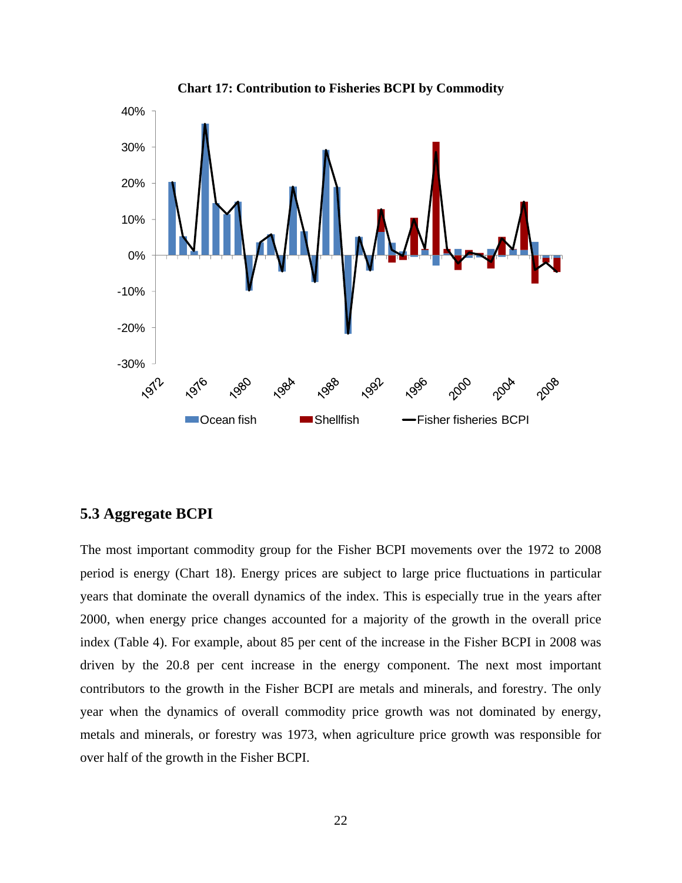**Chart 17: Contribution to Fisheries BCPI by Commodity**

## 5.3 Aggregate BCPI

The most important commodity group for the Fisher BCPI movements over the 1972 to 2008 period is energy (Chart 18). Energy prices are subject to large price fluctuations in particular years that dominate the overall dynamics of the index. This is especially true in the years after 2000, when energy price changes accounted for a majority of the growth in the overall price index (Table 4). For example, about 85 per cent of the increase in the Fisher BCPI in 2008 was driven by the 20.8 per cent increase in the energy component. The next most important contributors to the growth in the Fisher BCPI are metals and minerals, and forestry. The only year when the dynamics of overall commodity price growth was not dominated by energy, metals and minerals, or forestry was 1973, when agriculture price growth was responsible for over half of the growth in the Fisher BCPI.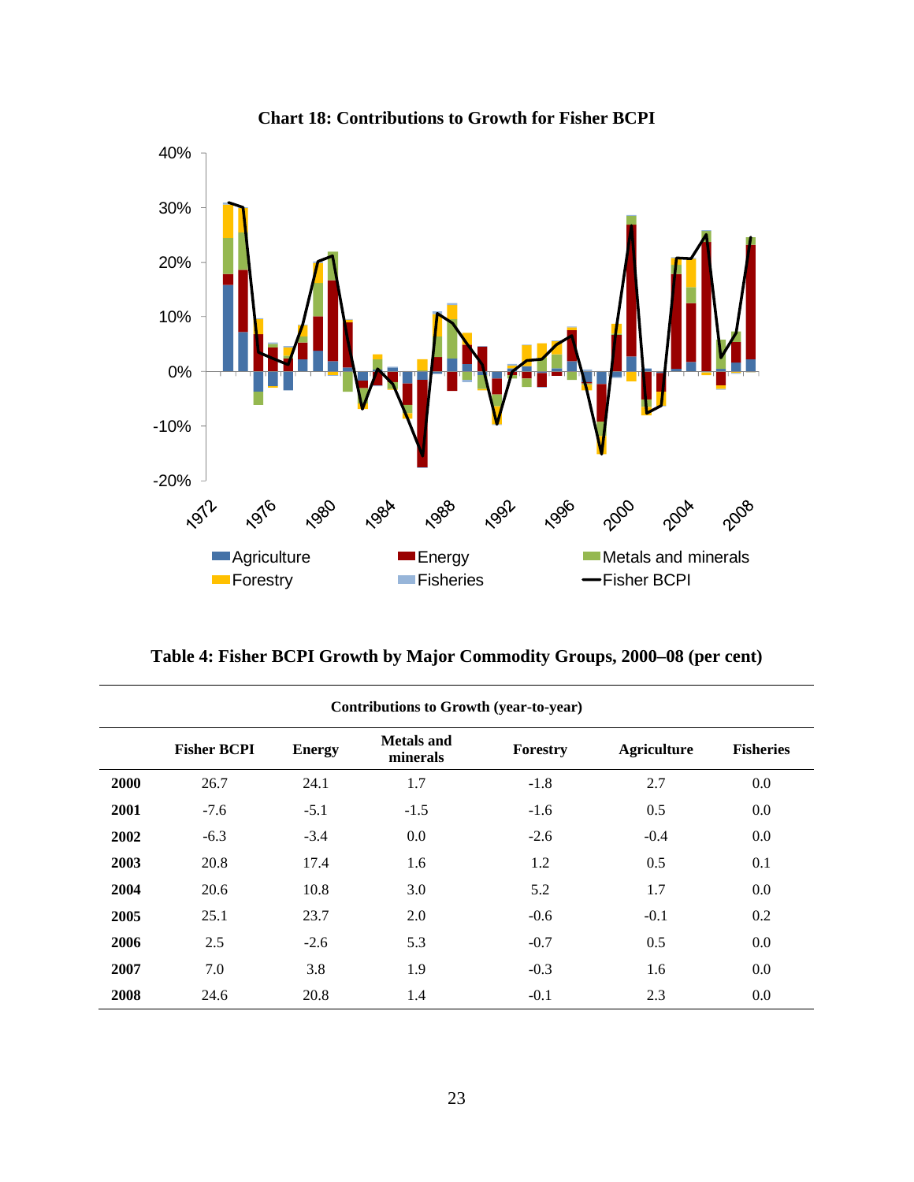**Chart 18: Contributions to Growth for Fisher BCPI**

**Table 4: Fisher BCPI Growth by Major Commodity Groups, 2000–08 (per cent)**

| Contributions to Growth (year-to-year) | | | | | | |
|---|---|---|---|---|---|---|
| | **Fisher BCPI** | **Energy** | **Metals and minerals** | **Forestry** | **Agriculture** | **Fisheries** |
| **2000** | 26.7 | 24.1 | 1.7 | -1.8 | 2.7 | 0.0 |
| **2001** | -7.6 | -5.1 | -1.5 | -1.6 | 0.5 | 0.0 |
| **2002** | -6.3 | -3.4 | 0.0 | -2.6 | -0.4 | 0.0 |
| **2003** | 20.8 | 17.4 | 1.6 | 1.2 | 0.5 | 0.1 |
| **2004** | 20.6 | 10.8 | 3.0 | 5.2 | 1.7 | 0.0 |
| **2005** | 25.1 | 23.7 | 2.0 | -0.6 | -0.1 | 0.2 |
| **2006** | 2.5 | -2.6 | 5.3 | -0.7 | 0.5 | 0.0 |
| **2007** | 7.0 | 3.8 | 1.9 | -0.3 | 1.6 | 0.0 |
| **2008** | 24.6 | 20.8 | 1.4 | -0.1 | 2.3 | 0.0 |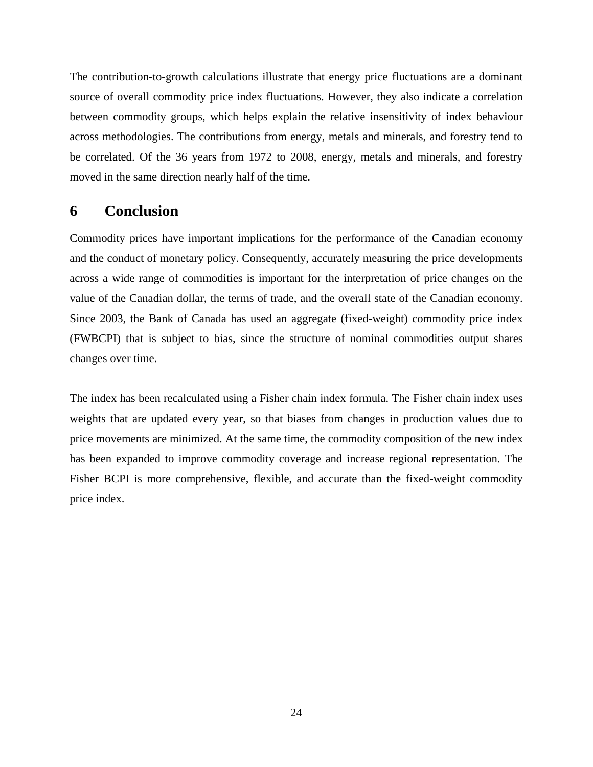The contribution-to-growth calculations illustrate that energy price fluctuations are a dominant source of overall commodity price index fluctuations. However, they also indicate a correlation between commodity groups, which helps explain the relative insensitivity of index behaviour across methodologies. The contributions from energy, metals and minerals, and forestry tend to be correlated. Of the 36 years from 1972 to 2008, energy, metals and minerals, and forestry moved in the same direction nearly half of the time.

# 6 Conclusion

Commodity prices have important implications for the performance of the Canadian economy and the conduct of monetary policy. Consequently, accurately measuring the price developments across a wide range of commodities is important for the interpretation of price changes on the value of the Canadian dollar, the terms of trade, and the overall state of the Canadian economy. Since 2003, the Bank of Canada has used an aggregate (fixed-weight) commodity price index (FWBCPI) that is subject to bias, since the structure of nominal commodities output shares changes over time.

The index has been recalculated using a Fisher chain index formula. The Fisher chain index uses weights that are updated every year, so that biases from changes in production values due to price movements are minimized. At the same time, the commodity composition of the new index has been expanded to improve commodity coverage and increase regional representation. The Fisher BCPI is more comprehensive, flexible, and accurate than the fixed-weight commodity price index.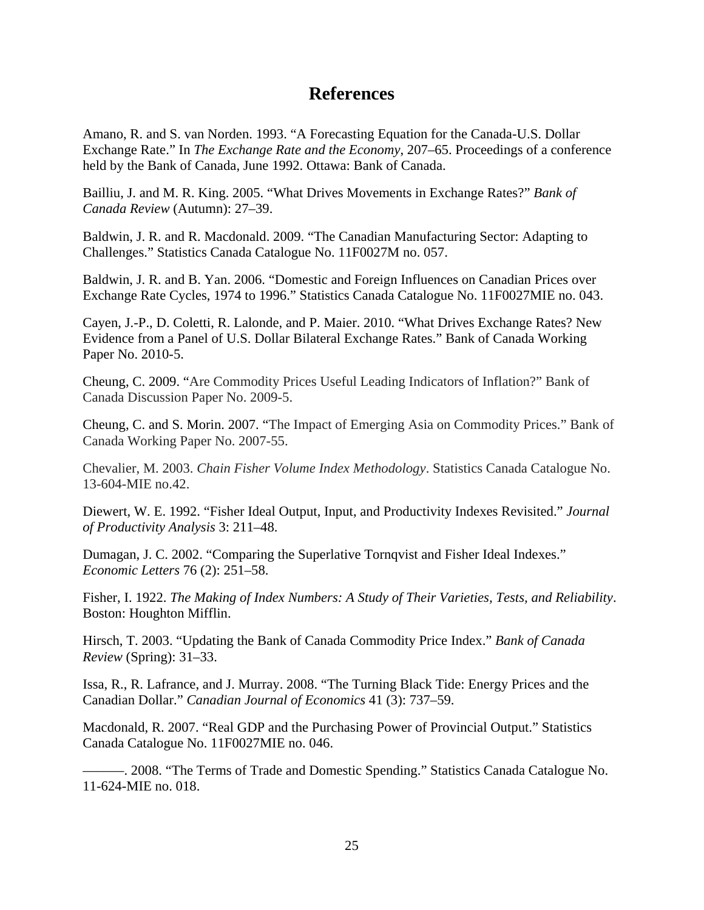# References

Amano, R. and S. van Norden. 1993. "A Forecasting Equation for the Canada-U.S. Dollar Exchange Rate." In *The Exchange Rate and the Economy*, 207–65. Proceedings of a conference held by the Bank of Canada, June 1992. Ottawa: Bank of Canada.

Bailliu, J. and M. R. King. 2005. "What Drives Movements in Exchange Rates?" *Bank of Canada Review* (Autumn): 27–39.

Baldwin, J. R. and R. Macdonald. 2009. "The Canadian Manufacturing Sector: Adapting to Challenges." Statistics Canada Catalogue No. 11F0027M no. 057.

Baldwin, J. R. and B. Yan. 2006. "Domestic and Foreign Influences on Canadian Prices over Exchange Rate Cycles, 1974 to 1996." Statistics Canada Catalogue No. 11F0027MIE no. 043.

Cayen, J.-P., D. Coletti, R. Lalonde, and P. Maier. 2010. "What Drives Exchange Rates? New Evidence from a Panel of U.S. Dollar Bilateral Exchange Rates." Bank of Canada Working Paper No. 2010-5.

Cheung, C. 2009. "Are Commodity Prices Useful Leading Indicators of Inflation?" Bank of Canada Discussion Paper No. 2009-5.

Cheung, C. and S. Morin. 2007. "The Impact of Emerging Asia on Commodity Prices." Bank of Canada Working Paper No. 2007-55.

Chevalier, M. 2003. *Chain Fisher Volume Index Methodology*. Statistics Canada Catalogue No. 13-604-MIE no.42.

Diewert, W. E. 1992. "Fisher Ideal Output, Input, and Productivity Indexes Revisited." *Journal of Productivity Analysis* 3: 211–48.

Dumagan, J. C. 2002. "Comparing the Superlative Tornqvist and Fisher Ideal Indexes." *Economic Letters* 76 (2): 251–58.

Fisher, I. 1922. *The Making of Index Numbers: A Study of Their Varieties, Tests, and Reliability*. Boston: Houghton Mifflin.

Hirsch, T. 2003. "Updating the Bank of Canada Commodity Price Index." *Bank of Canada Review* (Spring): 31–33.

Issa, R., R. Lafrance, and J. Murray. 2008. "The Turning Black Tide: Energy Prices and the Canadian Dollar." *Canadian Journal of Economics* 41 (3): 737–59.

Macdonald, R. 2007. "Real GDP and the Purchasing Power of Provincial Output." Statistics Canada Catalogue No. 11F0027MIE no. 046.

———. 2008. "The Terms of Trade and Domestic Spending." Statistics Canada Catalogue No. 11-624-MIE no. 018.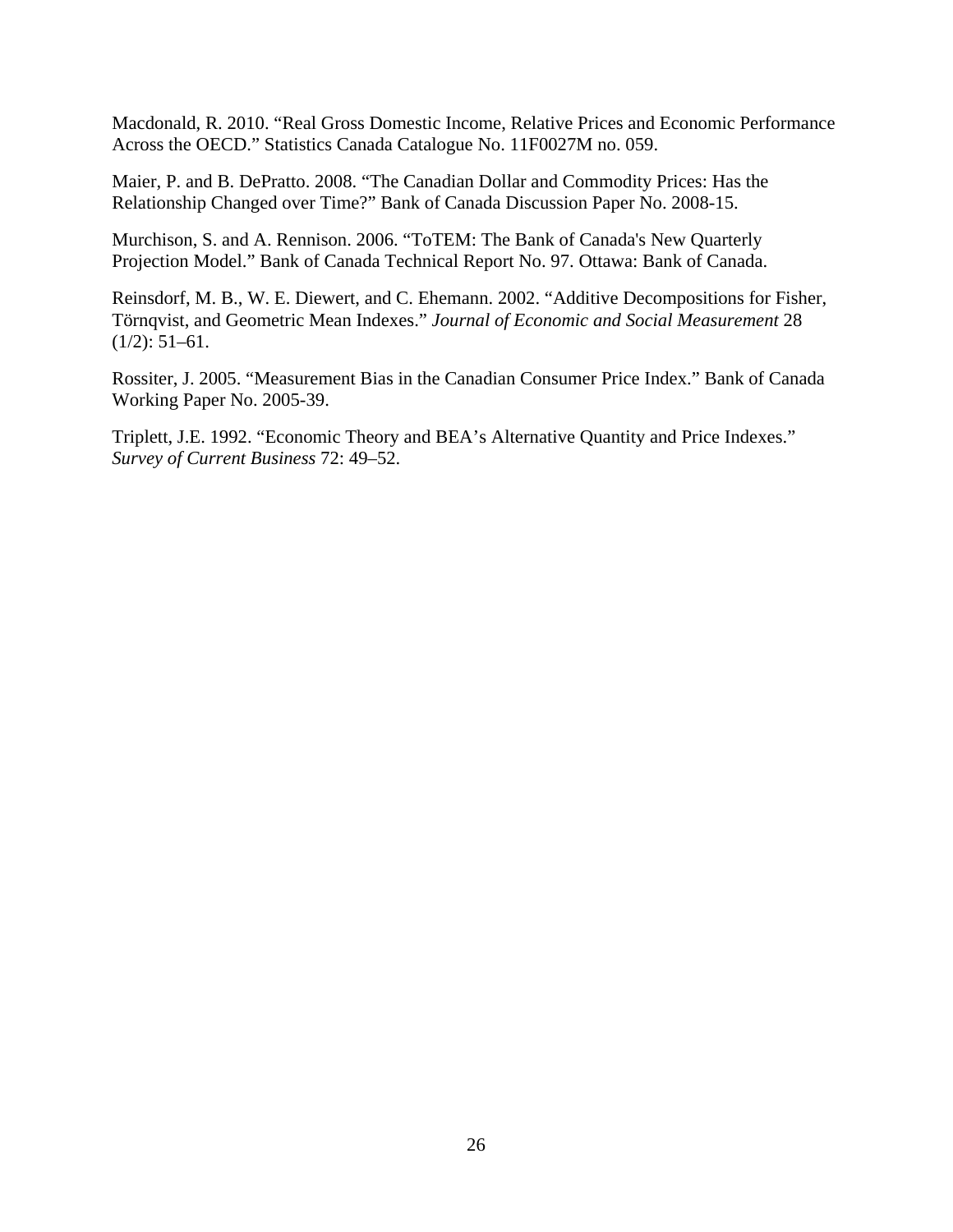Macdonald, R. 2010. "Real Gross Domestic Income, Relative Prices and Economic Performance Across the OECD." Statistics Canada Catalogue No. 11F0027M no. 059.

Maier, P. and B. DePratto. 2008. "The Canadian Dollar and Commodity Prices: Has the Relationship Changed over Time?" Bank of Canada Discussion Paper No. 2008-15.

Murchison, S. and A. Rennison. 2006. "ToTEM: The Bank of Canada's New Quarterly Projection Model." Bank of Canada Technical Report No. 97. Ottawa: Bank of Canada.

Reinsdorf, M. B., W. E. Diewert, and C. Ehemann. 2002. "Additive Decompositions for Fisher, Törnqvist, and Geometric Mean Indexes." *Journal of Economic and Social Measurement* 28 (1/2): 51–61.

Rossiter, J. 2005. "Measurement Bias in the Canadian Consumer Price Index." Bank of Canada Working Paper No. 2005-39.

Triplett, J.E. 1992. "Economic Theory and BEA's Alternative Quantity and Price Indexes." *Survey of Current Business* 72: 49–52.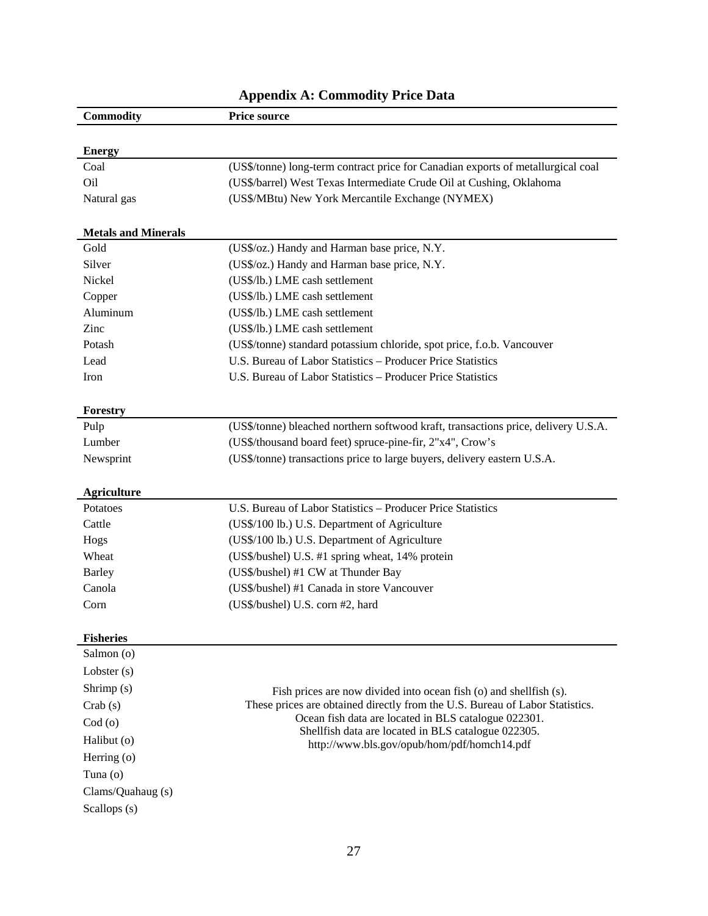## Appendix A: Commodity Price Data

| Commodity | Price source |
|---|---|
| **Energy** | |
| Coal | (US$/tonne) long-term contract price for Canadian exports of metallurgical coal |
| Oil | (US$/barrel) West Texas Intermediate Crude Oil at Cushing, Oklahoma |
| Natural gas | (US$/MBtu) New York Mercantile Exchange (NYMEX) |
| **Metals and Minerals** | |
| Gold | (US$/oz.) Handy and Harman base price, N.Y. |
| Silver | (US$/oz.) Handy and Harman base price, N.Y. |
| Nickel | (US$/lb.) LME cash settlement |
| Copper | (US$/lb.) LME cash settlement |
| Aluminum | (US$/lb.) LME cash settlement |
| Zinc | (US$/lb.) LME cash settlement |
| Potash | (US$/tonne) standard potassium chloride, spot price, f.o.b. Vancouver |
| Lead | U.S. Bureau of Labor Statistics – Producer Price Statistics |
| Iron | U.S. Bureau of Labor Statistics – Producer Price Statistics |
| **Forestry** | |
| Pulp | (US$/tonne) bleached northern softwood kraft, transactions price, delivery U.S.A. |
| Lumber | (US$/thousand board feet) spruce-pine-fir, 2"x4", Crow's |
| Newsprint | (US$/tonne) transactions price to large buyers, delivery eastern U.S.A. |
| **Agriculture** | |
| Potatoes | U.S. Bureau of Labor Statistics – Producer Price Statistics |
| Cattle | (US$/100 lb.) U.S. Department of Agriculture |
| Hogs | (US$/100 lb.) U.S. Department of Agriculture |
| Wheat | (US$/bushel) U.S. #1 spring wheat, 14% protein |
| Barley | (US$/bushel) #1 CW at Thunder Bay |
| Canola | (US$/bushel) #1 Canada in store Vancouver |
| Corn | (US$/bushel) U.S. corn #2, hard |
| **Fisheries** | |
| Salmon (o) | Fish prices are now divided into ocean fish (o) and shellfish (s). These prices are obtained directly from the U.S. Bureau of Labor Statistics. Ocean fish data are located in BLS catalogue 022301. Shellfish data are located in BLS catalogue 022305. http://www.bls.gov/opub/hom/pdf/homch14.pdf |
| Lobster (s) | |
| Shrimp (s) | |
| Crab (s) | |
| Cod (o) | |
| Halibut (o) | |
| Herring (o) | |
| Tuna (o) | |
| Clams/Quahaug (s) | |
| Scallops (s) | |